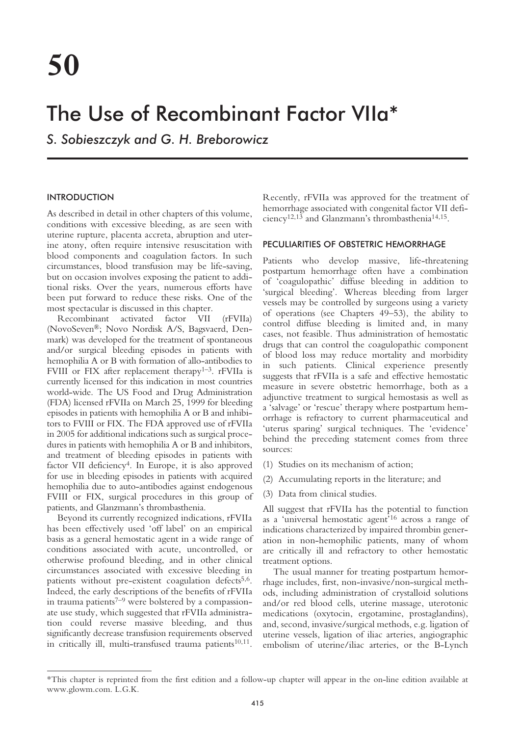# 50

# The Use of Recombinant Factor VIIa*

*S. Sobieszczyk and G. H. Breborowicz*

## INTRODUCTION

As described in detail in other chapters of this volume, conditions with excessive bleeding, as are seen with uterine rupture, placenta accreta, abruption and uterine atony, often require intensive resuscitation with blood components and coagulation factors. In such circumstances, blood transfusion may be life-saving, but on occasion involves exposing the patient to additional risks. Over the years, numerous efforts have been put forward to reduce these risks. One of the most spectacular is discussed in this chapter.

Recombinant activated factor VII (rFVIIa) (NovoSeven®; Novo Nordisk A/S, Bagsvaerd, Denmark) was developed for the treatment of spontaneous and/or surgical bleeding episodes in patients with hemophilia A or B with formation of allo-antibodies to FVIII or FIX after replacement therapy[1–3]. rFVIIa is currently licensed for this indication in most countries world-wide. The US Food and Drug Administration (FDA) licensed rFVIIa on March 25, 1999 for bleeding episodes in patients with hemophilia A or B and inhibitors to FVIII or FIX. The FDA approved use of rFVIIa in 2005 for additional indications such as surgical procedures in patients with hemophilia A or B and inhibitors, and treatment of bleeding episodes in patients with factor VII deficiency[4]. In Europe, it is also approved for use in bleeding episodes in patients with acquired hemophilia due to auto-antibodies against endogenous FVIII or FIX, surgical procedures in this group of patients, and Glanzmann's thrombasthenia.

Beyond its currently recognized indications, rFVIIa has been effectively used 'off label' on an empirical basis as a general hemostatic agent in a wide range of conditions associated with acute, uncontrolled, or otherwise profound bleeding, and in other clinical circumstances associated with excessive bleeding in patients without pre-existent coagulation defects[5,6]. Indeed, the early descriptions of the benefits of rFVIIa in trauma patients[7–9] were bolstered by a compassionate use study, which suggested that rFVIIa administration could reverse massive bleeding, and thus significantly decrease transfusion requirements observed in critically ill, multi-transfused trauma patients[10,11]. Recently, rFVIIa was approved for the treatment of hemorrhage associated with congenital factor VII deficiency[12,13] and Glanzmann's thrombasthenia[14,15].

## PECULIARITIES OF OBSTETRIC HEMORRHAGE

Patients who develop massive, life-threatening postpartum hemorrhage often have a combination of 'coagulopathic' diffuse bleeding in addition to 'surgical bleeding'. Whereas bleeding from larger vessels may be controlled by surgeons using a variety of operations (see Chapters 49–53), the ability to control diffuse bleeding is limited and, in many cases, not feasible. Thus administration of hemostatic drugs that can control the coagulopathic component of blood loss may reduce mortality and morbidity in such patients. Clinical experience presently suggests that rFVIIa is a safe and effective hemostatic measure in severe obstetric hemorrhage, both as a adjunctive treatment to surgical hemostasis as well as a 'salvage' or 'rescue' therapy where postpartum hemorrhage is refractory to current pharmaceutical and 'uterus sparing' surgical techniques. The 'evidence' behind the preceding statement comes from three sources:

(1) Studies on its mechanism of action;

(2) Accumulating reports in the literature; and

(3) Data from clinical studies.

All suggest that rFVIIa has the potential to function as a 'universal hemostatic agent'[16] across a range of indications characterized by impaired thrombin generation in non-hemophilic patients, many of whom are critically ill and refractory to other hemostatic treatment options.

The usual manner for treating postpartum hemorrhage includes, first, non-invasive/non-surgical methods, including administration of crystalloid solutions and/or red blood cells, uterine massage, uterotonic medications (oxytocin, ergotamine, prostaglandins), and, second, invasive/surgical methods, e.g. ligation of uterine vessels, ligation of iliac arteries, angiographic embolism of uterine/iliac arteries, or the B-Lynch

*This chapter is reprinted from the first edition and a follow-up chapter will appear in the on-line edition available at www.glowm.com. L.G.K.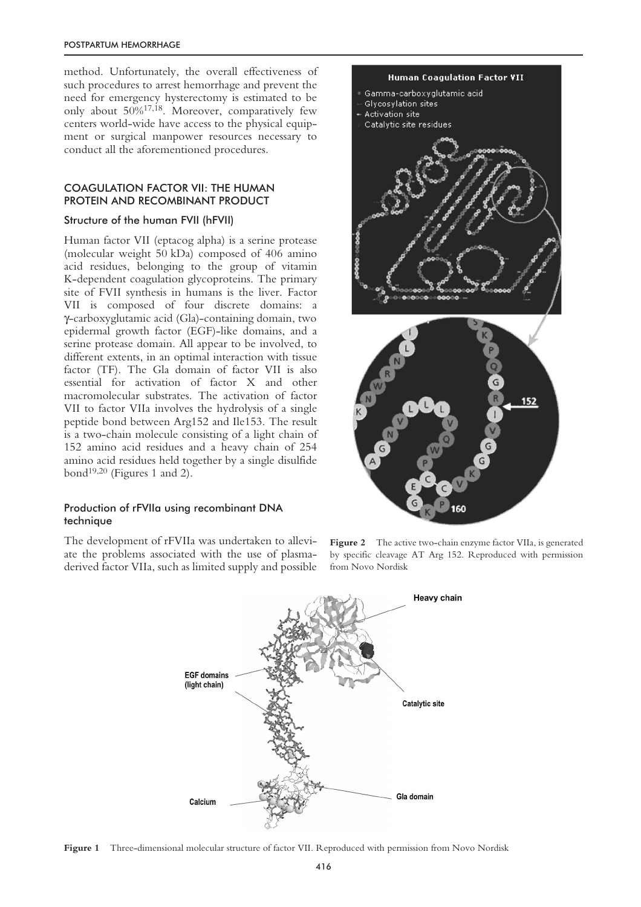method. Unfortunately, the overall effectiveness of such procedures to arrest hemorrhage and prevent the need for emergency hysterectomy is estimated to be only about 50%[17,18]. Moreover, comparatively few centers world-wide have access to the physical equipment or surgical manpower resources necessary to conduct all the aforementioned procedures.

## COAGULATION FACTOR VII: THE HUMAN PROTEIN AND RECOMBINANT PRODUCT

### Structure of the human FVII (hFVII)

Human factor VII (eptacog alpha) is a serine protease (molecular weight 50 kDa) composed of 406 amino acid residues, belonging to the group of vitamin K-dependent coagulation glycoproteins. The primary site of FVII synthesis in humans is the liver. Factor VII is composed of four discrete domains: a γ-carboxyglutamic acid (Gla)-containing domain, two epidermal growth factor (EGF)-like domains, and a serine protease domain. All appear to be involved, to different extents, in an optimal interaction with tissue factor (TF). The Gla domain of factor VII is also essential for activation of factor X and other macromolecular substrates. The activation of factor VII to factor VIIa involves the hydrolysis of a single peptide bond between Arg152 and Ile153. The result is a two-chain molecule consisting of a light chain of 152 amino acid residues and a heavy chain of 254 amino acid residues held together by a single disulfide bond[19,20] (Figures 1 and 2).

### Production of rFVIIa using recombinant DNA technique

The development of rFVIIa was undertaken to alleviate the problems associated with the use of plasma-derived factor VIIa, such as limited supply and possible

**Figure 2** The active two-chain enzyme factor VIIa, is generated by specific cleavage AT Arg 152. Reproduced with permission from Novo Nordisk

**Figure 1** Three-dimensional molecular structure of factor VII. Reproduced with permission from Novo Nordisk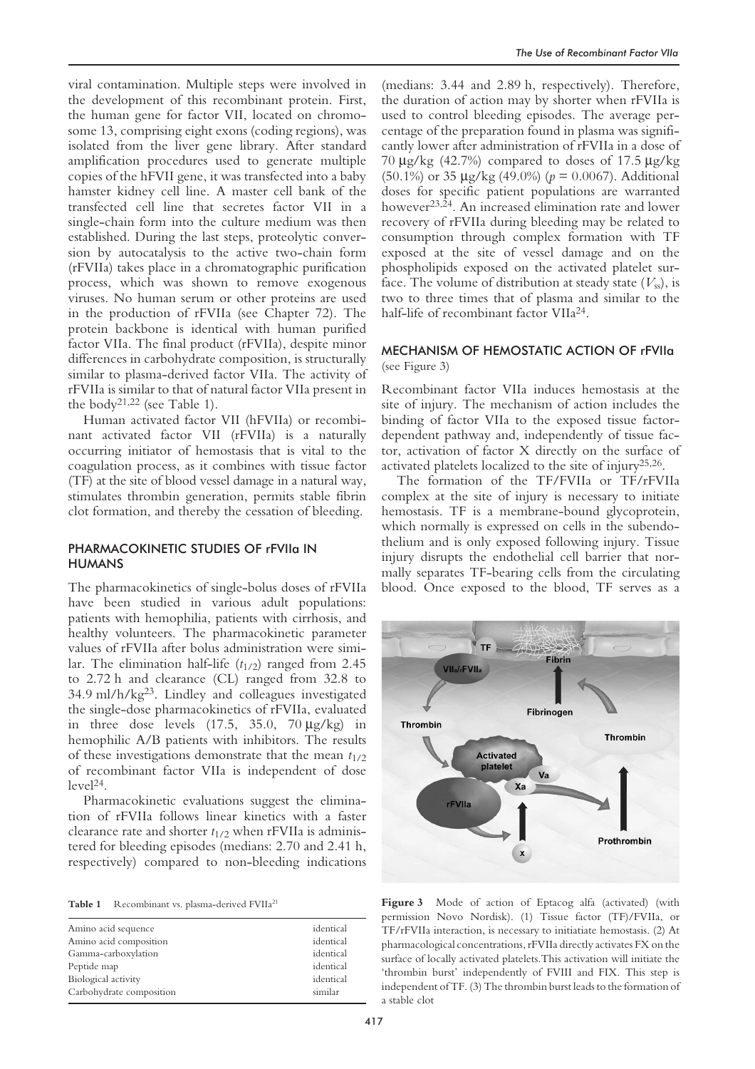viral contamination. Multiple steps were involved in the development of this recombinant protein. First, the human gene for factor VII, located on chromosome 13, comprising eight exons (coding regions), was isolated from the liver gene library. After standard amplification procedures used to generate multiple copies of the hFVII gene, it was transfected into a baby hamster kidney cell line. A master cell bank of the transfected cell line that secretes factor VII in a single-chain form into the culture medium was then established. During the last steps, proteolytic conversion by autocatalysis to the active two-chain form (rFVIIa) takes place in a chromatographic purification process, which was shown to remove exogenous viruses. No human serum or other proteins are used in the production of rFVIIa (see Chapter 72). The protein backbone is identical with human purified factor VIIa. The final product (rFVIIa), despite minor differences in carbohydrate composition, is structurally similar to plasma-derived factor VIIa. The activity of rFVIIa is similar to that of natural factor VIIa present in the body[21,22] (see Table 1).

Human activated factor VII (hFVIIa) or recombinant activated factor VII (rFVIIa) is a naturally occurring initiator of hemostasis that is vital to the coagulation process, as it combines with tissue factor (TF) at the site of blood vessel damage in a natural way, stimulates thrombin generation, permits stable fibrin clot formation, and thereby the cessation of bleeding.

## PHARMACOKINETIC STUDIES OF rFVIIa IN HUMANS

The pharmacokinetics of single-bolus doses of rFVIIa have been studied in various adult populations: patients with hemophilia, patients with cirrhosis, and healthy volunteers. The pharmacokinetic parameter values of rFVIIa after bolus administration were similar. The elimination half-life ($t_{1/2}$) ranged from 2.45 to 2.72 h and clearance (CL) ranged from 32.8 to 34.9 ml/h/kg[23]. Lindley and colleagues investigated the single-dose pharmacokinetics of rFVIIa, evaluated in three dose levels (17.5, 35.0, 70 μg/kg) in hemophilic A/B patients with inhibitors. The results of these investigations demonstrate that the mean $t_{1/2}$ of recombinant factor VIIa is independent of dose level[24].

Pharmacokinetic evaluations suggest the elimination of rFVIIa follows linear kinetics with a faster clearance rate and shorter $t_{1/2}$ when rFVIIa is administered for bleeding episodes (medians: 2.70 and 2.41 h, respectively) compared to non-bleeding indications (medians: 3.44 and 2.89 h, respectively). Therefore, the duration of action may by shorter when rFVIIa is used to control bleeding episodes. The average percentage of the preparation found in plasma was significantly lower after administration of rFVIIa in a dose of 70 μg/kg (42.7%) compared to doses of 17.5 μg/kg (50.1%) or 35 μg/kg (49.0%) ($p = 0.0067$). Additional doses for specific patient populations are warranted however[23,24]. An increased elimination rate and lower recovery of rFVIIa during bleeding may be related to consumption through complex formation with TF exposed at the site of vessel damage and on the phospholipids exposed on the activated platelet surface. The volume of distribution at steady state ($V_{ss}$), is two to three times that of plasma and similar to the half-life of recombinant factor VIIa[24].

**Table 1** Recombinant vs. plasma-derived FVIIa[21]

| | |
|---|---|
| Amino acid sequence | identical |
| Amino acid composition | identical |
| Gamma-carboxylation | identical |
| Peptide map | identical |
| Biological activity | identical |
| Carbohydrate composition | similar |

## MECHANISM OF HEMOSTATIC ACTION OF rFVIIa

(see Figure 3)

Recombinant factor VIIa induces hemostasis at the site of injury. The mechanism of action includes the binding of factor VIIa to the exposed tissue factor-dependent pathway and, independently of tissue factor, activation of factor X directly on the surface of activated platelets localized to the site of injury[25,26].

The formation of the TF/FVIIa or TF/rFVIIa complex at the site of injury is necessary to initiate hemostasis. TF is a membrane-bound glycoprotein, which normally is expressed on cells in the subendothelium and is only exposed following injury. Tissue injury disrupts the endothelial cell barrier that normally separates TF-bearing cells from the circulating blood. Once exposed to the blood, TF serves as a

**Figure 3** Mode of action of Eptacog alfa (activated) (with permission Novo Nordisk). (1) Tissue factor (TF)/FVIIa, or TF/rFVIIa interaction, is necessary to initiatiate hemostasis. (2) At pharmacological concentrations, rFVIIa directly activates FX on the surface of locally activated platelets. This activation will initiate the 'thrombin burst' independently of FVIII and FIX. This step is independent of TF. (3) The thrombin burst leads to the formation of a stable clot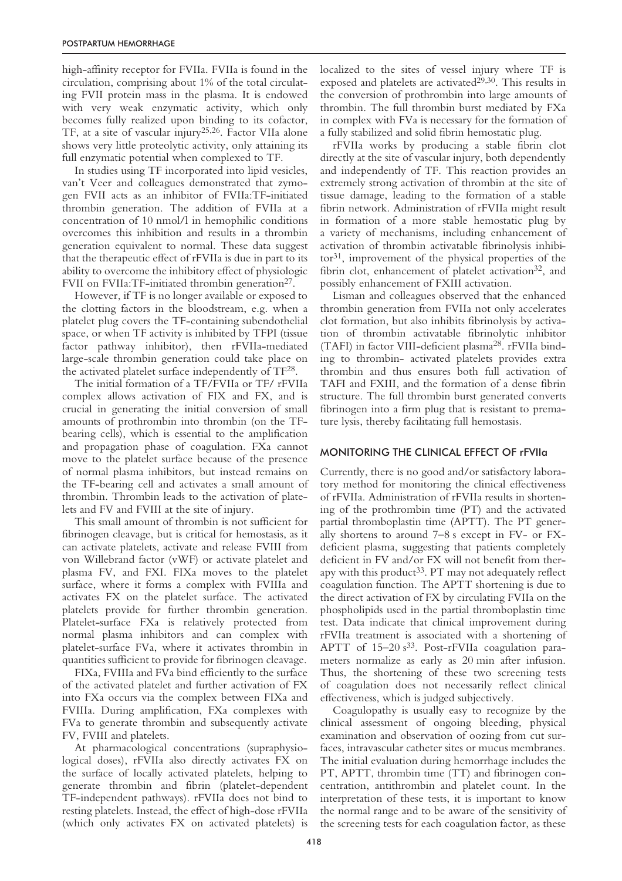high-affinity receptor for FVIIa. FVIIa is found in the circulation, comprising about 1% of the total circulating FVII protein mass in the plasma. It is endowed with very weak enzymatic activity, which only becomes fully realized upon binding to its cofactor, TF, at a site of vascular injury[25,26]. Factor VIIa alone shows very little proteolytic activity, only attaining its full enzymatic potential when complexed to TF.

In studies using TF incorporated into lipid vesicles, van't Veer and colleagues demonstrated that zymogen FVII acts as an inhibitor of FVIIa:TF-initiated thrombin generation. The addition of FVIIa at a concentration of 10 nmol/l in hemophilic conditions overcomes this inhibition and results in a thrombin generation equivalent to normal. These data suggest that the therapeutic effect of rFVIIa is due in part to its ability to overcome the inhibitory effect of physiologic FVII on FVIIa:TF-initiated thrombin generation[27].

However, if TF is no longer available or exposed to the clotting factors in the bloodstream, e.g. when a platelet plug covers the TF-containing subendothelial space, or when TF activity is inhibited by TFPI (tissue factor pathway inhibitor), then rFVIIa-mediated large-scale thrombin generation could take place on the activated platelet surface independently of TF[28].

The initial formation of a TF/FVIIa or TF/ rFVIIa complex allows activation of FIX and FX, and is crucial in generating the initial conversion of small amounts of prothrombin into thrombin (on the TF-bearing cells), which is essential to the amplification and propagation phase of coagulation. FXa cannot move to the platelet surface because of the presence of normal plasma inhibitors, but instead remains on the TF-bearing cell and activates a small amount of thrombin. Thrombin leads to the activation of platelets and FV and FVIII at the site of injury.

This small amount of thrombin is not sufficient for fibrinogen cleavage, but is critical for hemostasis, as it can activate platelets, activate and release FVIII from von Willebrand factor (vWF) or activate platelet and plasma FV, and FXI. FIXa moves to the platelet surface, where it forms a complex with FVIIIa and activates FX on the platelet surface. The activated platelets provide for further thrombin generation. Platelet-surface FXa is relatively protected from normal plasma inhibitors and can complex with platelet-surface FVa, where it activates thrombin in quantities sufficient to provide for fibrinogen cleavage.

FIXa, FVIIIa and FVa bind efficiently to the surface of the activated platelet and further activation of FX into FXa occurs via the complex between FIXa and FVIIIa. During amplification, FXa complexes with FVa to generate thrombin and subsequently activate FV, FVIII and platelets.

At pharmacological concentrations (supraphysiological doses), rFVIIa also directly activates FX on the surface of locally activated platelets, helping to generate thrombin and fibrin (platelet-dependent TF-independent pathways). rFVIIa does not bind to resting platelets. Instead, the effect of high-dose rFVIIa (which only activates FX on activated platelets) is localized to the sites of vessel injury where TF is exposed and platelets are activated[29,30]. This results in the conversion of prothrombin into large amounts of thrombin. The full thrombin burst mediated by FXa in complex with FVa is necessary for the formation of a fully stabilized and solid fibrin hemostatic plug.

rFVIIa works by producing a stable fibrin clot directly at the site of vascular injury, both dependently and independently of TF. This reaction provides an extremely strong activation of thrombin at the site of tissue damage, leading to the formation of a stable fibrin network. Administration of rFVIIa might result in formation of a more stable hemostatic plug by a variety of mechanisms, including enhancement of activation of thrombin activatable fibrinolysis inhibitor[31], improvement of the physical properties of the fibrin clot, enhancement of platelet activation[32], and possibly enhancement of FXIII activation.

Lisman and colleagues observed that the enhanced thrombin generation from FVIIa not only accelerates clot formation, but also inhibits fibrinolysis by activation of thrombin activatable fibrinolytic inhibitor (TAFI) in factor VIII-deficient plasma[28]. rFVIIa binding to thrombin- activated platelets provides extra thrombin and thus ensures both full activation of TAFI and FXIII, and the formation of a dense fibrin structure. The full thrombin burst generated converts fibrinogen into a firm plug that is resistant to premature lysis, thereby facilitating full hemostasis.

## MONITORING THE CLINICAL EFFECT OF rFVIIa

Currently, there is no good and/or satisfactory laboratory method for monitoring the clinical effectiveness of rFVIIa. Administration of rFVIIa results in shortening of the prothrombin time (PT) and the activated partial thromboplastin time (APTT). The PT generally shortens to around 7–8 s except in FV- or FX-deficient plasma, suggesting that patients completely deficient in FV and/or FX will not benefit from therapy with this product[33]. PT may not adequately reflect coagulation function. The APTT shortening is due to the direct activation of FX by circulating FVIIa on the phospholipids used in the partial thromboplastin time test. Data indicate that clinical improvement during rFVIIa treatment is associated with a shortening of APTT of 15–20 s[33]. Post-rFVIIa coagulation parameters normalize as early as 20 min after infusion. Thus, the shortening of these two screening tests of coagulation does not necessarily reflect clinical effectiveness, which is judged subjectively.

Coagulopathy is usually easy to recognize by the clinical assessment of ongoing bleeding, physical examination and observation of oozing from cut surfaces, intravascular catheter sites or mucus membranes. The initial evaluation during hemorrhage includes the PT, APTT, thrombin time (TT) and fibrinogen concentration, antithrombin and platelet count. In the interpretation of these tests, it is important to know the normal range and to be aware of the sensitivity of the screening tests for each coagulation factor, as these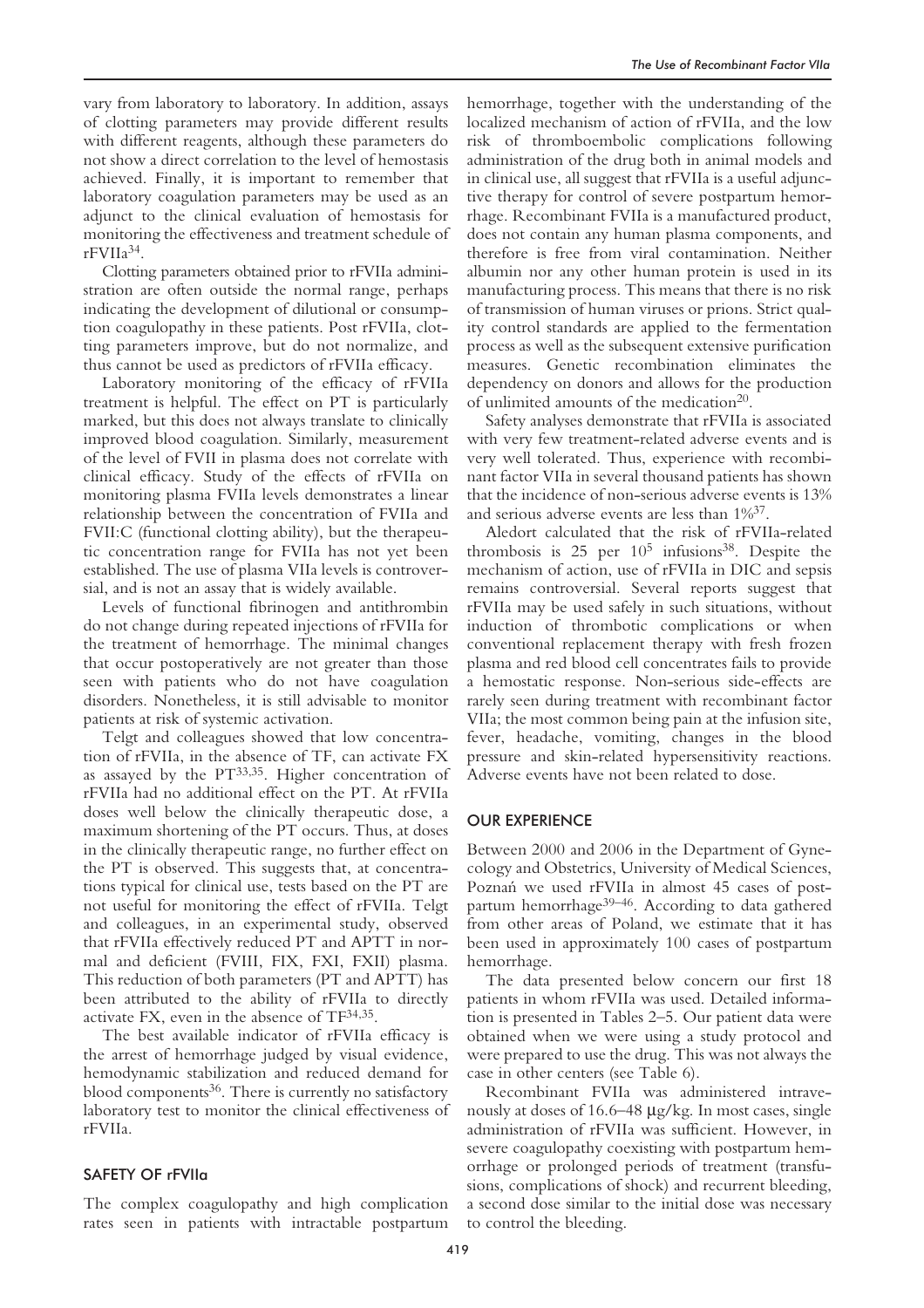vary from laboratory to laboratory. In addition, assays of clotting parameters may provide different results with different reagents, although these parameters do not show a direct correlation to the level of hemostasis achieved. Finally, it is important to remember that laboratory coagulation parameters may be used as an adjunct to the clinical evaluation of hemostasis for monitoring the effectiveness and treatment schedule of rFVIIa[34].

Clotting parameters obtained prior to rFVIIa administration are often outside the normal range, perhaps indicating the development of dilutional or consumption coagulopathy in these patients. Post rFVIIa, clotting parameters improve, but do not normalize, and thus cannot be used as predictors of rFVIIa efficacy.

Laboratory monitoring of the efficacy of rFVIIa treatment is helpful. The effect on PT is particularly marked, but this does not always translate to clinically improved blood coagulation. Similarly, measurement of the level of FVII in plasma does not correlate with clinical efficacy. Study of the effects of rFVIIa on monitoring plasma FVIIa levels demonstrates a linear relationship between the concentration of FVIIa and FVII:C (functional clotting ability), but the therapeutic concentration range for FVIIa has not yet been established. The use of plasma VIIa levels is controversial, and is not an assay that is widely available.

Levels of functional fibrinogen and antithrombin do not change during repeated injections of rFVIIa for the treatment of hemorrhage. The minimal changes that occur postoperatively are not greater than those seen with patients who do not have coagulation disorders. Nonetheless, it is still advisable to monitor patients at risk of systemic activation.

Telgt and colleagues showed that low concentration of rFVIIa, in the absence of TF, can activate FX as assayed by the PT[33,35]. Higher concentration of rFVIIa had no additional effect on the PT. At rFVIIa doses well below the clinically therapeutic dose, a maximum shortening of the PT occurs. Thus, at doses in the clinically therapeutic range, no further effect on the PT is observed. This suggests that, at concentrations typical for clinical use, tests based on the PT are not useful for monitoring the effect of rFVIIa. Telgt and colleagues, in an experimental study, observed that rFVIIa effectively reduced PT and APTT in normal and deficient (FVIII, FIX, FXI, FXII) plasma. This reduction of both parameters (PT and APTT) has been attributed to the ability of rFVIIa to directly activate FX, even in the absence of TF[34,35].

The best available indicator of rFVIIa efficacy is the arrest of hemorrhage judged by visual evidence, hemodynamic stabilization and reduced demand for blood components[36]. There is currently no satisfactory laboratory test to monitor the clinical effectiveness of rFVIIa.

## SAFETY OF rFVIIa

The complex coagulopathy and high complication rates seen in patients with intractable postpartum hemorrhage, together with the understanding of the localized mechanism of action of rFVIIa, and the low risk of thromboembolic complications following administration of the drug both in animal models and in clinical use, all suggest that rFVIIa is a useful adjunctive therapy for control of severe postpartum hemorrhage. Recombinant FVIIa is a manufactured product, does not contain any human plasma components, and therefore is free from viral contamination. Neither albumin nor any other human protein is used in its manufacturing process. This means that there is no risk of transmission of human viruses or prions. Strict quality control standards are applied to the fermentation process as well as the subsequent extensive purification measures. Genetic recombination eliminates the dependency on donors and allows for the production of unlimited amounts of the medication[20].

Safety analyses demonstrate that rFVIIa is associated with very few treatment-related adverse events and is very well tolerated. Thus, experience with recombinant factor VIIa in several thousand patients has shown that the incidence of non-serious adverse events is 13% and serious adverse events are less than 1%[37].

Aledort calculated that the risk of rFVIIa-related thrombosis is 25 per $10^5$ infusions[38]. Despite the mechanism of action, use of rFVIIa in DIC and sepsis remains controversial. Several reports suggest that rFVIIa may be used safely in such situations, without induction of thrombotic complications or when conventional replacement therapy with fresh frozen plasma and red blood cell concentrates fails to provide a hemostatic response. Non-serious side-effects are rarely seen during treatment with recombinant factor VIIa; the most common being pain at the infusion site, fever, headache, vomiting, changes in the blood pressure and skin-related hypersensitivity reactions. Adverse events have not been related to dose.

## OUR EXPERIENCE

Between 2000 and 2006 in the Department of Gynecology and Obstetrics, University of Medical Sciences, Poznań we used rFVIIa in almost 45 cases of postpartum hemorrhage[39–46]. According to data gathered from other areas of Poland, we estimate that it has been used in approximately 100 cases of postpartum hemorrhage.

The data presented below concern our first 18 patients in whom rFVIIa was used. Detailed information is presented in Tables 2–5. Our patient data were obtained when we were using a study protocol and were prepared to use the drug. This was not always the case in other centers (see Table 6).

Recombinant FVIIa was administered intravenously at doses of 16.6–48 μg/kg. In most cases, single administration of rFVIIa was sufficient. However, in severe coagulopathy coexisting with postpartum hemorrhage or prolonged periods of treatment (transfusions, complications of shock) and recurrent bleeding, a second dose similar to the initial dose was necessary to control the bleeding.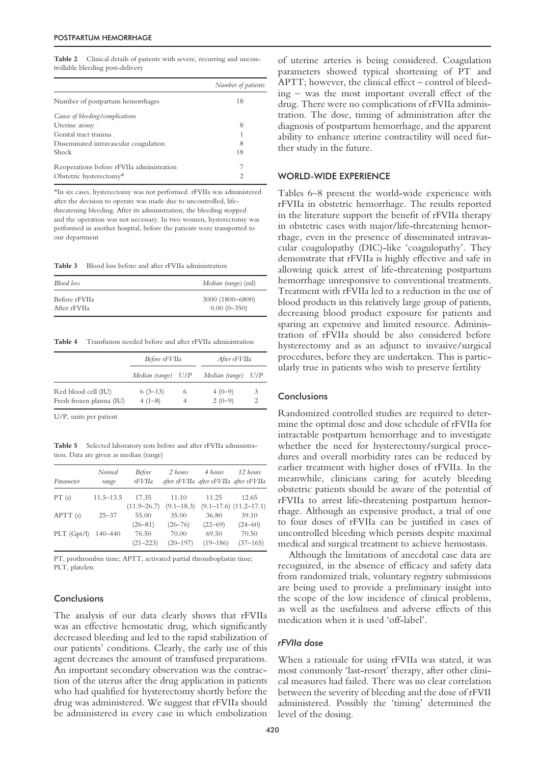**Table 2** Clinical details of patients with severe, recurring and uncontrollable bleeding post-delivery

| | *Number of patients* |
|---|---|
| Number of postpartum hemorrhages | 18 |
| *Cause of bleeding/complications* | |
| Uterine atony | 8 |
| Genital tract trauma | 1 |
| Disseminated intravascular coagulation | 8 |
| Shock | 18 |
| Reoperations before rFVIIa administration | 7 |
| Obstetric hysterectomy* | 2 |

*In six cases, hysterectomy was not performed. rFVIIa was administered after the decision to operate was made due to uncontrolled, life-threatening bleeding. After its administration, the bleeding stopped and the operation was not necessary. In two women, hysterectomy was performed in another hospital, before the patients were transported to our department

**Table 3** Blood loss before and after rFVIIa administration

| *Blood loss* | *Median (range)* (ml) |
|---|---|
| Before rFVIIa | 3000 (1800–6800) |
| After rFVIIa | 0.00 (0–350) |

**Table 4** Transfusion needed before and after rFVIIa administration

| | *Before rFVIIa* | | *After rFVIIa* | |
|---|---|---|---|---|
| | *Median (range)* | *U/P* | *Median (range)* | *U/P* |
| Red blood cell (IU) | 6 (3–13) | 6 | 4 (0–9) | 3 |
| Fresh frozen plasma (IU) | 4 (1–8) | 4 | 2 (0–9) | 2 |

U/P, units per patient

**Table 5** Selected laboratory tests before and after rFVIIa administration. Data are given as median (range)

| *Parameter* | *Normal range* | *Before rFVIIa* | *2 hours after rFVIIa* | *4 hours after rFVIIa* | *12 hours after rFVIIa* |
|---|---|---|---|---|---|
| PT (s) | 11.5–13.5 | 17.35 (11.9–26.7) | 11.10 (9.1–18.3) | 11.25 (9.1–17.6) | 12.65 (11.2–17.1) |
| APTT (s) | 25–37 | 55.00 (26–81) | 35.00 (26–76) | 36.80 (22–69) | 39.10 (24–60) |
| PLT (Gpt/l) | 140–440 | 76.50 (21–223) | 70.00 (20–197) | 69.50 (19–186) | 70.50 (37–165) |

PT, prothrombin time; APTT, activated partial thromboplastin time; PLT, platelets

### Conclusions

The analysis of our data clearly shows that rFVIIa was an effective hemostatic drug, which significantly decreased bleeding and led to the rapid stabilization of our patients' conditions. Clearly, the early use of this agent decreases the amount of transfused preparations. An important secondary observation was the contraction of the uterus after the drug application in patients who had qualified for hysterectomy shortly before the drug was administered. We suggest that rFVIIa should be administered in every case in which embolization of uterine arteries is being considered. Coagulation parameters showed typical shortening of PT and APTT; however, the clinical effect – control of bleeding – was the most important overall effect of the drug. There were no complications of rFVIIa administration. The dose, timing of administration after the diagnosis of postpartum hemorrhage, and the apparent ability to enhance uterine contractility will need further study in the future.

## WORLD-WIDE EXPERIENCE

Tables 6–8 present the world-wide experience with rFVIIa in obstetric hemorrhage. The results reported in the literature support the benefit of rFVIIa therapy in obstetric cases with major/life-threatening hemorrhage, even in the presence of disseminated intravascular coagulopathy (DIC)-like 'coagulopathy'. They demonstrate that rFVIIa is highly effective and safe in allowing quick arrest of life-threatening postpartum hemorrhage unresponsive to conventional treatments. Treatment with rFVIIa led to a reduction in the use of blood products in this relatively large group of patients, decreasing blood product exposure for patients and sparing an expensive and limited resource. Administration of rFVIIa should be also considered before hysterectomy and as an adjunct to invasive/surgical procedures, before they are undertaken. This is particularly true in patients who wish to preserve fertility

### Conclusions

Randomized controlled studies are required to determine the optimal dose and dose schedule of rFVIIa for intractable postpartum hemorrhage and to investigate whether the need for hysterectomy/surgical procedures and overall morbidity rates can be reduced by earlier treatment with higher doses of rFVIIa. In the meanwhile, clinicians caring for acutely bleeding obstetric patients should be aware of the potential of rFVIIa to arrest life-threatening postpartum hemorrhage. Although an expensive product, a trial of one to four doses of rFVIIa can be justified in cases of uncontrolled bleeding which persists despite maximal medical and surgical treatment to achieve hemostasis.

Although the limitations of anecdotal case data are recognized, in the absence of efficacy and safety data from randomized trials, voluntary registry submissions are being used to provide a preliminary insight into the scope of the low incidence of clinical problems, as well as the usefulness and adverse effects of this medication when it is used 'off-label'.

### *rFVIIa dose*

When a rationale for using rFVIIa was stated, it was most commonly 'last-resort' therapy, after other clinical measures had failed. There was no clear correlation between the severity of bleeding and the dose of rFVII administered. Possibly the 'timing' determined the level of the dosing.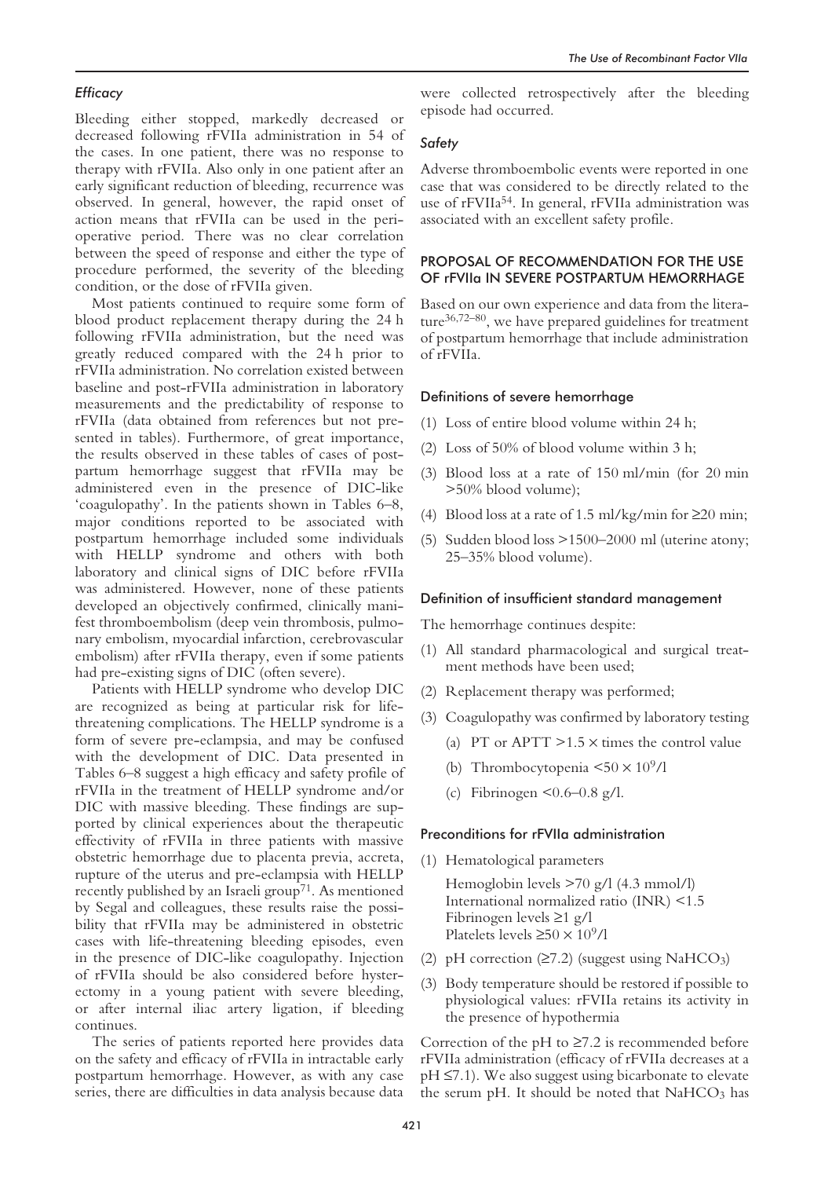### *Efficacy*

Bleeding either stopped, markedly decreased or decreased following rFVIIa administration in 54 of the cases. In one patient, there was no response to therapy with rFVIIa. Also only in one patient after an early significant reduction of bleeding, recurrence was observed. In general, however, the rapid onset of action means that rFVIIa can be used in the perioperative period. There was no clear correlation between the speed of response and either the type of procedure performed, the severity of the bleeding condition, or the dose of rFVIIa given.

Most patients continued to require some form of blood product replacement therapy during the 24 h following rFVIIa administration, but the need was greatly reduced compared with the 24 h prior to rFVIIa administration. No correlation existed between baseline and post-rFVIIa administration in laboratory measurements and the predictability of response to rFVIIa (data obtained from references but not presented in tables). Furthermore, of great importance, the results observed in these tables of cases of postpartum hemorrhage suggest that rFVIIa may be administered even in the presence of DIC-like 'coagulopathy'. In the patients shown in Tables 6–8, major conditions reported to be associated with postpartum hemorrhage included some individuals with HELLP syndrome and others with both laboratory and clinical signs of DIC before rFVIIa was administered. However, none of these patients developed an objectively confirmed, clinically manifest thromboembolism (deep vein thrombosis, pulmonary embolism, myocardial infarction, cerebrovascular embolism) after rFVIIa therapy, even if some patients had pre-existing signs of DIC (often severe).

Patients with HELLP syndrome who develop DIC are recognized as being at particular risk for life-threatening complications. The HELLP syndrome is a form of severe pre-eclampsia, and may be confused with the development of DIC. Data presented in Tables 6–8 suggest a high efficacy and safety profile of rFVIIa in the treatment of HELLP syndrome and/or DIC with massive bleeding. These findings are supported by clinical experiences about the therapeutic effectivity of rFVIIa in three patients with massive obstetric hemorrhage due to placenta previa, accreta, rupture of the uterus and pre-eclampsia with HELLP recently published by an Israeli group[71]. As mentioned by Segal and colleagues, these results raise the possibility that rFVIIa may be administered in obstetric cases with life-threatening bleeding episodes, even in the presence of DIC-like coagulopathy. Injection of rFVIIa should be also considered before hysterectomy in a young patient with severe bleeding, or after internal iliac artery ligation, if bleeding continues.

The series of patients reported here provides data on the safety and efficacy of rFVIIa in intractable early postpartum hemorrhage. However, as with any case series, there are difficulties in data analysis because data were collected retrospectively after the bleeding episode had occurred.

### *Safety*

Adverse thromboembolic events were reported in one case that was considered to be directly related to the use of rFVIIa[54]. In general, rFVIIa administration was associated with an excellent safety profile.

## PROPOSAL OF RECOMMENDATION FOR THE USE OF rFVIIa IN SEVERE POSTPARTUM HEMORRHAGE

Based on our own experience and data from the literature[36,72–80], we have prepared guidelines for treatment of postpartum hemorrhage that include administration of rFVIIa.

### Definitions of severe hemorrhage

(1) Loss of entire blood volume within 24 h;

(2) Loss of 50% of blood volume within 3 h;

(3) Blood loss at a rate of 150 ml/min (for 20 min >50% blood volume);

(4) Blood loss at a rate of 1.5 ml/kg/min for ≥20 min;

(5) Sudden blood loss >1500–2000 ml (uterine atony; 25–35% blood volume).

### Definition of insufficient standard management

The hemorrhage continues despite:

(1) All standard pharmacological and surgical treatment methods have been used;

(2) Replacement therapy was performed;

(3) Coagulopathy was confirmed by laboratory testing

  (a) PT or APTT >1.5 × times the control value

  (b) Thrombocytopenia $<50 \times 10^9$/l

  (c) Fibrinogen <0.6–0.8 g/l.

### Preconditions for rFVIIa administration

(1) Hematological parameters

  Hemoglobin levels >70 g/l (4.3 mmol/l)
  International normalized ratio (INR) <1.5
  Fibrinogen levels ≥1 g/l
  Platelets levels $\geq 50 \times 10^9$/l

(2) pH correction (≥7.2) (suggest using $NaHCO_3$)

(3) Body temperature should be restored if possible to physiological values: rFVIIa retains its activity in the presence of hypothermia

Correction of the pH to ≥7.2 is recommended before rFVIIa administration (efficacy of rFVIIa decreases at a pH ≤7.1). We also suggest using bicarbonate to elevate the serum pH. It should be noted that $NaHCO_3$ has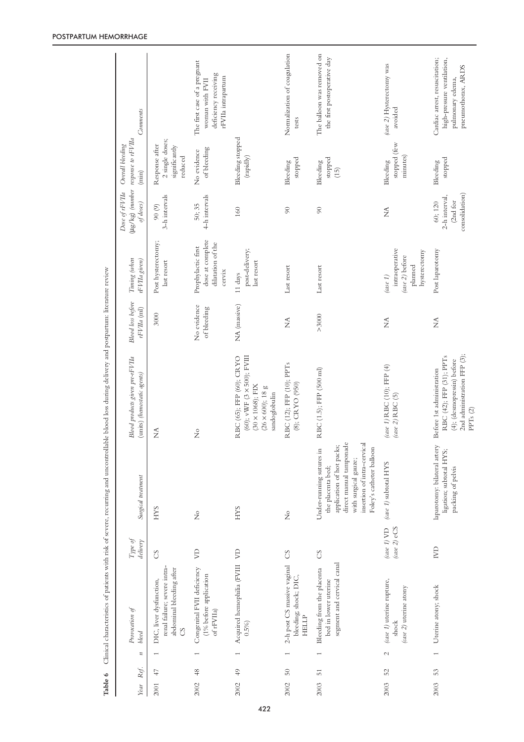**Table 6** Clinical characteristics of patients with risk of severe, recurring and uncontrollable blood loss during delivery and postpartum: literature review

| Year | Ref. | n | Provocation of bleed | Type of delivery | Surgical treatment | Blood products given pre-rFVIIa (units) (hemostatic agents) | Blood loss before rFVIIa (ml) | Timing (when rFVIIa given) | Dose of rFVIIa (μg/kg) (number of doses) | Overall bleeding response to rFVIIa (min) | Comments |
|---|---|---|---|---|---|---|---|---|---|---|---|
| 2001 | 47 | 1 | DIC, liver dysfunction, renal failure; severe intra-abdominal bleeding after CS | CS | HYS | NA | 3000 | Post hysterectomy; last resort | 90 (9) 3-h intervals | Response after 2 single doses; significantly reduced | |
| 2002 | 48 | 1 | Congenital FVII deficiency (1% before application of rFVIIa) | VD | No | No | No evidence of bleeding | Prophylactic first dose at complete dilatation of the cervix | 50; 35 4-h intervals | No evidence of bleeding | The first case of a pregnant woman with FVII deficiency receiving rFVIIa intrapartum |
| 2002 | 49 | 1 | Acquired hemophilia (FVIII 0.5%) | VD | HYS | RBC (65); FFP (60); CRYO (60); vWF (3 × 500); FVIII (30 × 1068); FIX (26 × 600); 18 g sandoglobulin | NA (massive) | 11 days post-delivery; last resort | 160 | Bleeding stopped (rapidly) | |
| 2002 | 50 | 1 | 2-h post CS massive vaginal bleeding; shock; DIC, HELLP | CS | No | RBC (12); FFP (10); PPTs (8); CRYO (950) | NA | Last resort | 90 | Bleeding stopped | Normalization of coagulation tests |
| 2003 | 51 | 1 | Bleeding from the placenta bed in lower uterine segment and cervical canal | CS | Under-running sutures in the placenta bed; application of hot packs; direct manual tamponade with surgical gauze; insertion of intra-cervical Foley's catheter balloon | RBC (15); FFP (500 ml) | >3000 | Last resort | 90 | Bleeding stopped (15) | The balloon was removed on the first postoperative day |
| 2003 | 52 | 2 | (*case 1*) uterine rupture, shock (*case 2*) uterine atony | (*case 1*) VD (*case 2*) eCS | (*case 1*) subtotal HYS | (*case 1*) RBC (10); FFP (4) (*case 2*) RBC (5) | NA | (*case 1*) intraoperative (*case 2*) before planned hysterectomy | NA | Bleeding stopped (few minutes) | (*case 2*) Hysterectomy was avoided |
| 2003 | 53 | 1 | Uterine atony; shock | IVD | laparotomy: bilateral artery ligation; subtotal HYS; packing of pelvis | Before 1st administration RBC (42); FFP (31); PPTs (4); (desmopressin) before 2nd administration FFP (3); PPTs (2) | NA | Post laparotomy | 60; 120 2-h interval, (2nd for consolidation) | Bleeding stopped | Cardiac arrest, resuscitation; high-pressure ventilation, pulmonary edema, pneumothorax, ARDS |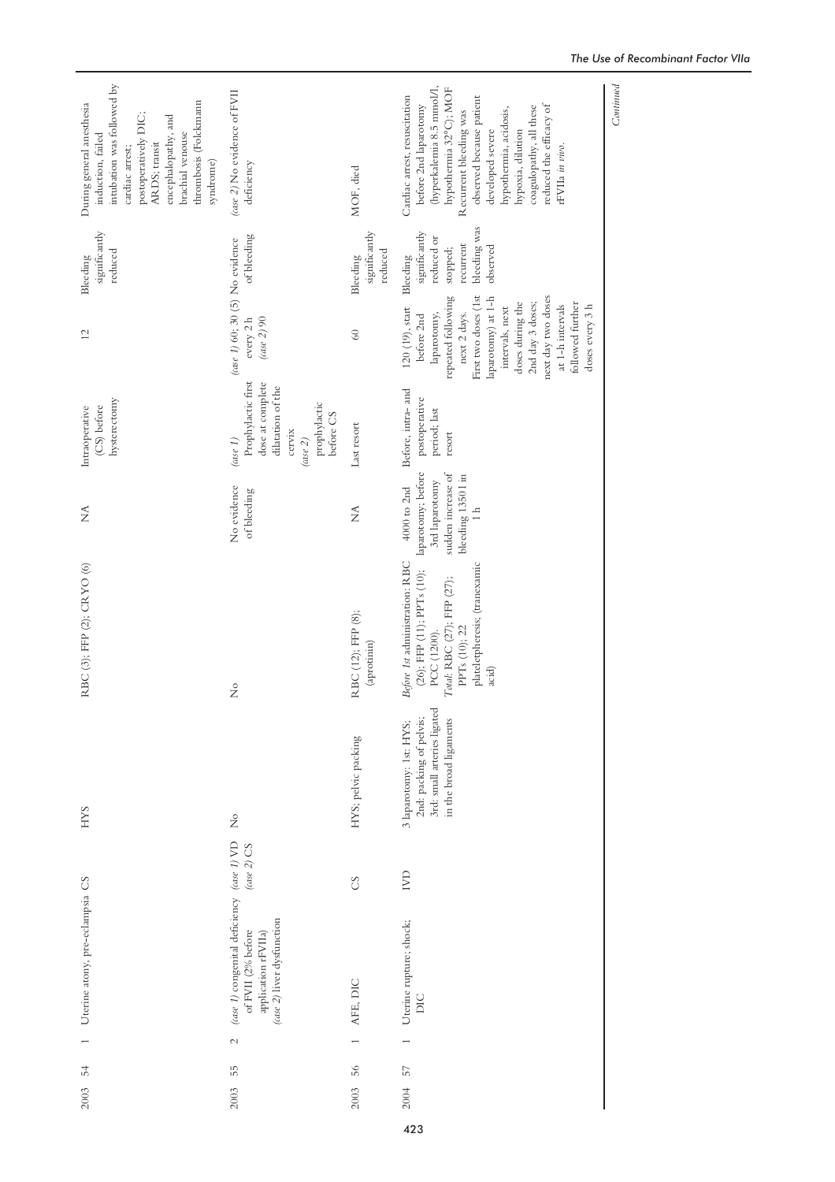| 2003 | 54 | 1 | Uterine atony, pre-eclampsia | CS | HYS | | RBC (3); FFP (2); CRYO (6) | NA | Intraoperative (CS) before hysterectomy | 12 | Bleeding significantly reduced | During general anesthesia induction, failed intubation was followed by cardiac arrest; postoperatively DIC; ARDS; transit encephalopathy, and brachial venous thrombosis (Folckmann syndrome) |
|---|---|---|---|---|---|---|---|---|---|---|---|---|
| 2003 | 55 | 2 | *(case 1)* congenital deficiency of FVII (2% before application rFVIIa) *(case 2)* liver dysfunction | *(case 1)* VD *(case 2)* CS | No | | No | No evidence of bleeding | *(case 1)* Prophylactic first dose at complete dilatation of the cervix *(case 2)* prophylactic before CS | *(case 1)* 60; 30 (5) every 2 h *(case 2)* 90 | No evidence of bleeding | *(case 2)* No evidence of FVII deficiency |
| 2003 | 56 | 1 | AFE, DIC | CS | HYS; pelvic packing | | RBC (12); FFP (8); (aprotinin) | NA | Last resort | 60 | Bleeding significantly reduced | MOF, died |
| 2004 | 57 | 1 | Uterine rupture; shock; DIC | IVD | 3 laparotomy: 1st: HYS; 2nd: packing of pelvis; 3rd: small arteries ligated in the broad ligaments | | *Before 1st administration:* RBC (26); FFP (11); PPTs (10); PCC (1200). *Total:* RBC (27); FFP (27); PPTs (10); 22 plateletpheresis; (tranexamic acid) | 4000 to 2nd laparotomy; before 3rd laparotomy sudden increase of bleeding 1350 l in 1 h | Before, intra- and postoperative period; last resort | 120 (19), start before 2nd laparotomy, repeated following next 2 days. First two doses (1st laparotomy) at 1-h intervals, next doses during the 2nd day 3 doses; next day two doses at 1-h intervals followed further doses every 3 h | Bleeding significantly reduced or stopped; recurrent bleeding was observed | Cardiac arrest, resuscitation before 2nd laparotomy (hyperkalemia 8.5 mmol/l, hypothermia 32°C); MOF Recurrent bleeding was observed because patient developed severe hypothermia, acidosis, hypoxia, dilution coagulopathy, all these reduced the efficacy of rFVIIa *in vivo*. |

*Continued*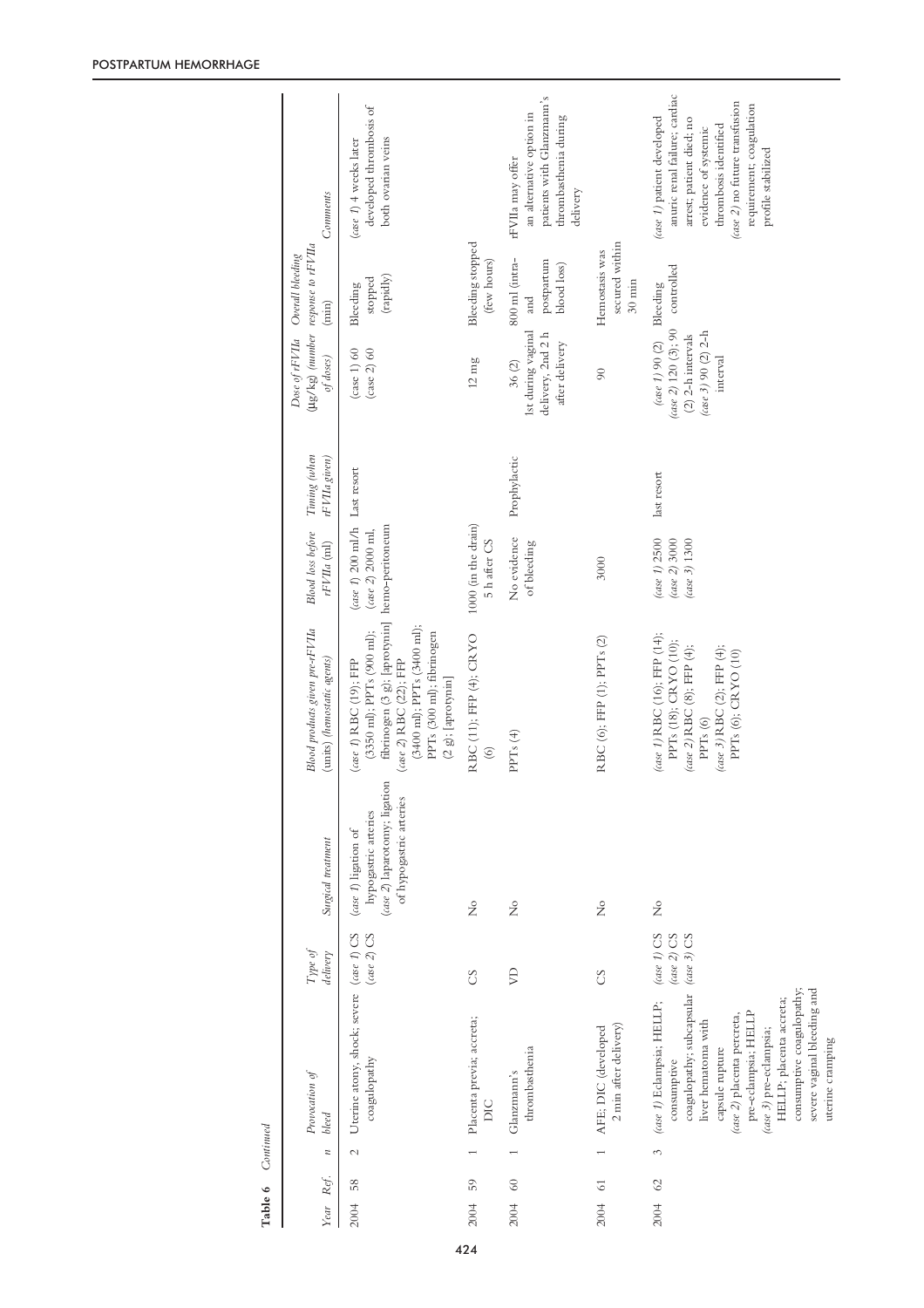**Table 6** *Continued*

| Year | Ref. | n | Provocation of bleed | Type of delivery | Surgical treatment | Blood products given pre-rFVIIa (units) (hemostatic agents) | Blood loss before rFVIIa (ml) | Timing (when rFVIIa given) | Dose of rFVIIa (μg/kg) (number of doses) | Overall bleeding response to rFVIIa (min) | Comments |
|---|---|---|---|---|---|---|---|---|---|---|---|
| 2004 | 58 | 2 | Uterine atony, shock; severe coagulopathy | (*case 1*) CS (*case 2*) CS | (*case 1*) ligation of hypogastric arteries (*case 2*) laparotomy; ligation of hypogastric arteries | (*case 1*) RBC (19); FFP (3350 ml); PPTs (900 ml); fibrinogen (3 g); [aprotynin] (*case 2*) RBC (22); FFP (3400 ml); PPTs (3400 ml); PPTs (300 ml); fibrinogen (2 g); [aprotynin] | (*case 1*) 200 ml/h (*case 2*) 2000 ml, hemo-peritoneum | Last resort | (case 1) 60 (case 2) 60 | Bleeding stopped (rapidly) | (*case 1*) 4 weeks later developed thrombosis of both ovarian veins |
| 2004 | 59 | 1 | Placenta previa; accreta; DIC | CS | No | RBC (11); FFP (4); CRYO (6) | 1000 (in the drain) 5 h after CS | | 12 mg | Bleeding stopped (few hours) | |
| 2004 | 60 | 1 | Glanzmann's thrombasthenia | VD | No | PPTs (4) | No evidence of bleeding | Prophylactic | 36 (2) 1st during vaginal delivery, 2nd 2 h after delivery | 800 ml (intra- and postpartum blood loss) | rFVIIa may offer an alternative option in patients with Glanzmann's thrombasthenia during delivery |
| 2004 | 61 | 1 | AFE; DIC (developed 2 min after delivery) | CS | No | RBC (6); FFP (1); PPTs (2) | 3000 | | 90 | Hemostasis was secured within 30 min | |
| 2004 | 62 | 3 | (*case 1*) Eclampsia; HELLP; consumptive coagulopathy; subcapsular liver hematoma with capsule rupture (*case 2*) placenta percreta, pre-eclampsia; HELLP (*case 3*) pre-eclampsia; HELLP; placenta accreta; consumptive coagulopathy; severe vaginal bleeding and uterine cramping | (*case 1*) CS (*case 2*) CS (*case 3*) CS | No | (*case 1*) RBC (16); FFP (14); PPTs (18); CRYO (10); (*case 2*) RBC (8); FFP (4); PPTs (6) (*case 3*) RBC (2); FFP (4); PPTs (6); CRYO (10) | (*case 1*) 2500 (*case 2*) 3000 (*case 3*) 1300 | last resort | (*case 1*) 90 (2) (*case 2*) 120 (3); 90 (2) 2-h intervals (*case 3*) 90 (2) 2-h interval | Bleeding controlled | (*case 1*) patient developed anuric renal failure; cardiac arrest; patient died; no evidence of systemic thrombosis identified (*case 2*) no future transfusion requirement; coagulation profile stabilized |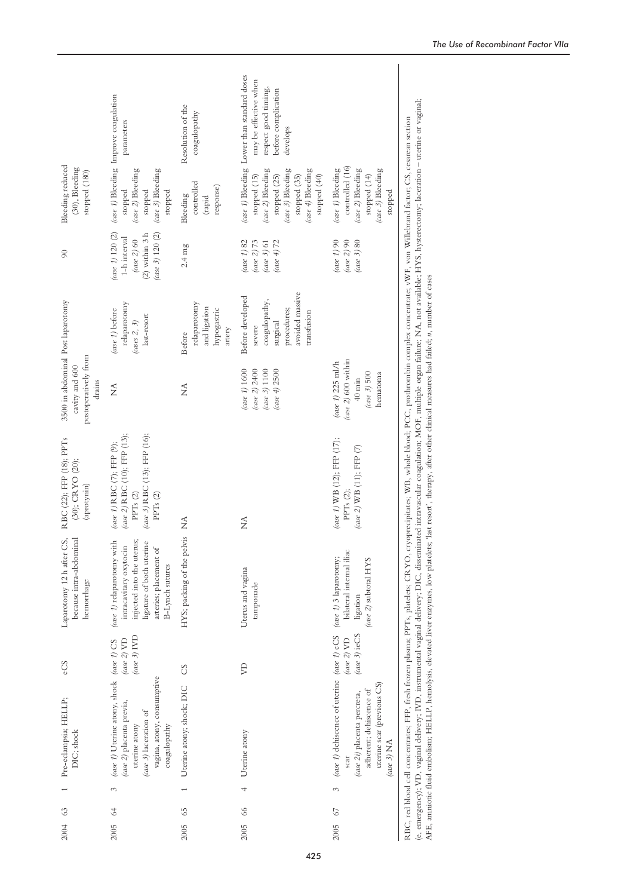| | | | | | | | | | | | | |
|---|---|---|---|---|---|---|---|---|---|---|---|---|
| 2004 | 63 | 1 | Pre-eclampsia; HELLP; DIC; shock | eCS | Laparotomy 12 h after CS because intra-abdominal hemorrhage | RBC (22); FFP (18); PPTs (30); CRYO (20); (aprotynin) | 3500 in abdominal cavity and 600 postoperatively from drains | Post laparotomy | 90 | Bleeding reduced (30), Bleeding stopped (180) | |
| 2005 | 64 | 3 | (*case 1*) Uterine atony, shock (*case 2*) placenta previa, uterine atony (*case 3*) laceration of vagina, atony, consumptive coagulopathy | (*case 1*) CS (*case 2*) VD (*case 3*) IVD | (*case 1*) relaparotomy with intracavitary oxytocin injected into the uterus; ligature of both uterine arteries; placement of B-Lynch sutures | (*case 1*) RBC (7); FFP (9); (*case 2*) RBC (10); FFP (13); PPTs (2) (*case 3*) RBC (13); FFP (16); PPTs (2) | NA | (*case 1*) before relaparotomy (*cases 2, 3*) last-resort | (*case 1*) 120 (2) 1-h interval (*case 2*) 60 (2) within 3 h (*case 3*) 120 (2) | (*case 1*) Bleeding stopped (*case 2*) Bleeding stopped (*case 3*) Bleeding stopped | Improve coagulation parameters |
| 2005 | 65 | 1 | Uterine atony; shock; DIC | CS | HYS; packing of the pelvis | NA | NA | Before relaparotomy and ligation hypogastric artery | 2.4 mg | Bleeding controlled (rapid response) | Resolution of the coagulopathy |
| 2005 | 66 | 4 | Uterine atony | VD | Uterus and vagina tamponade | NA | (*case 1*) 1600 (*case 2*) 2400 (*case 3*) 1100 (*case 4*) 2500 | Before developed severe coagulopathy, surgical procedures; avoided massive transfusion | (*case 1*) 82 (*case 2*) 73 (*case 3*) 61 (*case 4*) 72 | (*case 1*) Bleeding stopped (15) (*case 2*) Bleeding stopped (25) (*case 3*) Bleeding stopped (35) (*case 4*) Bleeding stopped (40) | Lower than standard doses may be effective when respect good timing, before complication develops |
| 2005 | 67 | 3 | (*case 1*) dehiscence of uterine scar (*case 2*) placenta percreta, adherent; dehiscence of uterine scar (previous CS) (*case 3*) NA | (*case 1*) eCS (*case 2*) VD (*case 3*) ieCS | (*case 1*) 3 laparotomy; bilateral internal iliac ligation (*case 2*) subtotal HYS | (*case 1*) WB (12); FFP (17); PPTs (2); (*case 2*) WB (11); FFP (7) | (*case 1*) 225 ml/h (*case 2*) 600 within 40 min (*case 3*) 500 hematoma | | (*case 1*) 90 (*case 2*) 90 (*case 3*) 80 | (*case 1*) Bleeding controlled (16) (*case 2*) Bleeding stopped (14) (*case 3*) Bleeding stopped | |

RBC, red blood cell concentrates; FFP, fresh frozen plasma; PPTs, platelets; CRYO, cryoprecipitates; WB, whole blood; PCC, prothrombin complex concentrate; vWF, von Willebrand factor; CS, cesarean section (e, emergency); VD, vaginal delivery; IVD, instrumental vaginal delivery; DIC, disseminated intravascular coagulation; MOF, multiple organ failure; NA, not available; HYS, hysterectomy; laceration – uterine or vaginal; AFE, amniotic fluid embolism; HELLP, hemolysis, elevated liver enzymes, low platelets; 'last resort', therapy, after other clinical measures had failed; *n*, number of cases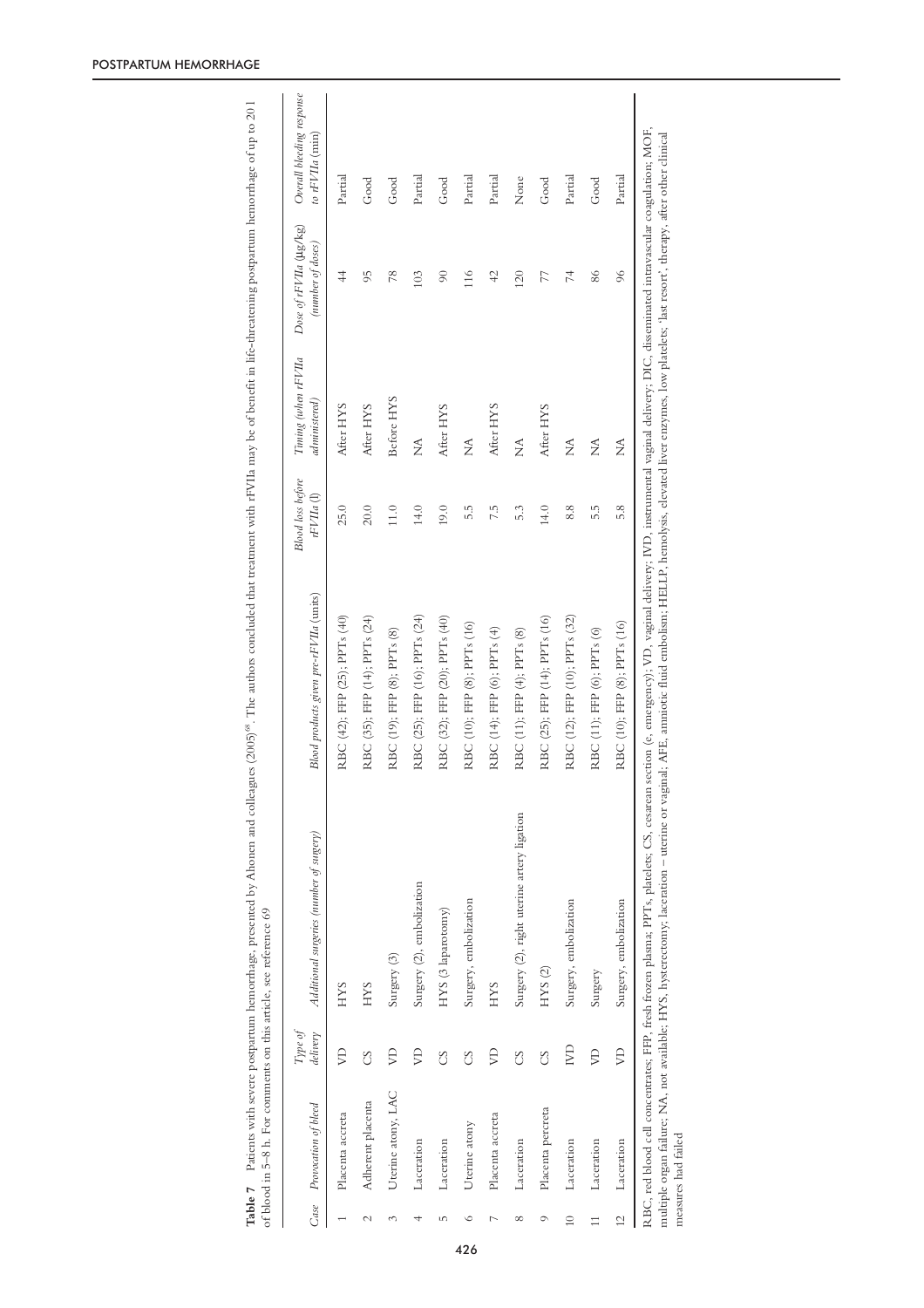**Table 7** Patients with severe postpartum hemorrhage, presented by Ahonen and colleagues (2005)[68]. The authors concluded that treatment with rFVIIa may be of benefit in life-threatening postpartum hemorrhage of up to 20 l of blood in 5–8 h. For comments on this article, see reference 69

| Case | Provocation of bleed | Type of delivery | Additional surgeries (number of surgery) | Blood products given pre-rFVIIa (units) | Blood loss before rFVIIa (l) | Timing (when rFVIIa administered) | Dose of rFVIIa (μg/kg) (number of doses) | Overall bleeding response to rFVIIa (min) |
|---|---|---|---|---|---|---|---|---|
| 1 | Placenta accreta | VD | HYS | RBC (42); FFP (25); PPTs (40) | 25.0 | After HYS | 44 | Partial |
| 2 | Adherent placenta | CS | HYS | RBC (35); FFP (14); PPTs (24) | 20.0 | After HYS | 95 | Good |
| 3 | Uterine atony, LAC | VD | Surgery (3) | RBC (19); FFP (8); PPTs (8) | 11.0 | Before HYS | 78 | Good |
| 4 | Laceration | VD | Surgery (2), embolization | RBC (25); FFP (16); PPTs (24) | 14.0 | NA | 103 | Partial |
| 5 | Laceration | CS | HYS (3 laparotomy) | RBC (32); FFP (20); PPTs (40) | 19.0 | After HYS | 90 | Good |
| 6 | Uterine atony | CS | Surgery, embolization | RBC (10); FFP (8); PPTs (16) | 5.5 | NA | 116 | Partial |
| 7 | Placenta accreta | VD | HYS | RBC (14); FFP (6); PPTs (4) | 7.5 | After HYS | 42 | Partial |
| 8 | Laceration | CS | Surgery (2), right uterine artery ligation | RBC (11); FFP (4); PPTs (8) | 5.3 | NA | 120 | None |
| 9 | Placenta percreta | CS | HYS (2) | RBC (25); FFP (14); PPTs (16) | 14.0 | After HYS | 77 | Good |
| 10 | Laceration | IVD | Surgery, embolization | RBC (12); FFP (10); PPTs (32) | 8.8 | NA | 74 | Partial |
| 11 | Laceration | VD | Surgery | RBC (11); FFP (6); PPTs (6) | 5.5 | NA | 86 | Good |
| 12 | Laceration | VD | Surgery, embolization | RBC (10); FFP (8); PPTs (16) | 5.8 | NA | 96 | Partial |

RBC, red blood cell concentrates; FFP, fresh frozen plasma; PPTs, platelets; CS, cesarean section (e, emergency); VD, vaginal delivery; IVD, instrumental vaginal delivery; DIC, disseminated intravascular coagulation; MOF, multiple organ failure; NA, not available; HYS, hysterectomy; laceration – uterine or vaginal; AFE, amniotic fluid embolism; HELLP, hemolysis, elevated liver enzymes, low platelets; 'last resort', therapy, after other clinical measures had failed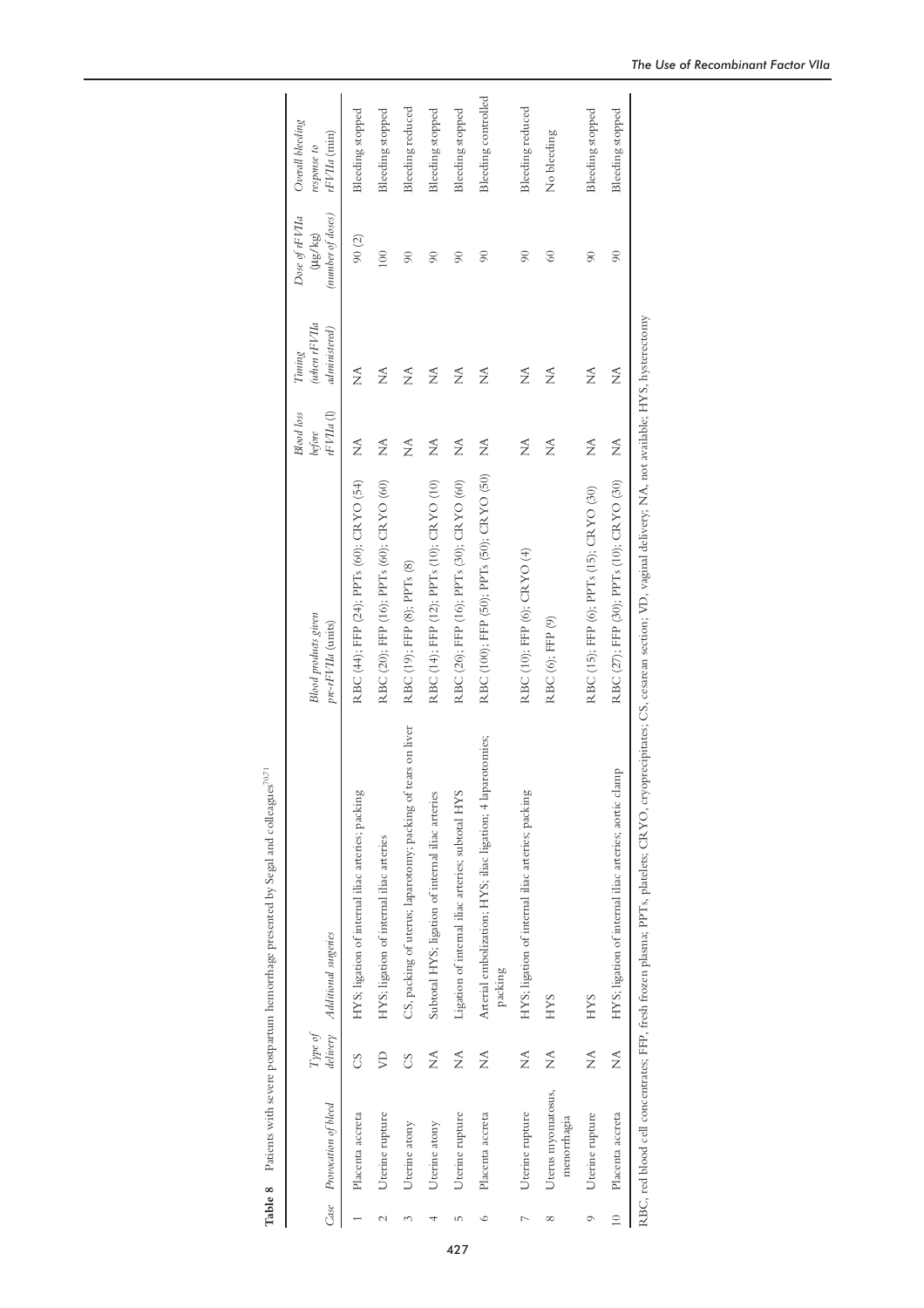**Table 8** Patients with severe postpartum hemorrhage presented by Segal and colleagues[70,71]

| Case | Provocation of bleed | Type of delivery | Additional surgeries | Blood products given pre-rFVIIa (units) | Blood loss before rFVIIa (l) | Timing (when rFVIIa administered) | Dose of rFVIIa (μg/kg) (number of doses) | Overall bleeding response to rFVIIa (min) |
|---|---|---|---|---|---|---|---|---|
| 1 | Placenta accreta | CS | HYS; ligation of internal iliac arteries; packing | RBC (44); FFP (24); PPTs (60); CRYO (54) | NA | NA | 90 (2) | Bleeding stopped |
| 2 | Uterine rupture | VD | HYS; ligation of internal iliac arteries | RBC (20); FFP (16); PPTs (60); CRYO (60) | NA | NA | 100 | Bleeding stopped |
| 3 | Uterine atony | CS | CS, packing of uterus; laparotomy; packing of tears on liver | RBC (19); FFP (8); PPTs (8) | NA | NA | 90 | Bleeding reduced |
| 4 | Uterine atony | NA | Subtotal HYS; ligation of internal iliac arteries | RBC (14); FFP (12); PPTs (10); CRYO (10) | NA | NA | 90 | Bleeding stopped |
| 5 | Uterine rupture | NA | Ligation of internal iliac arteries; subtotal HYS | RBC (26); FFP (16); PPTs (30); CRYO (60) | NA | NA | 90 | Bleeding stopped |
| 6 | Placenta accreta | NA | Arterial embolization; HYS; iliac ligation; 4 laparotomies; packing | RBC (100); FFP (50); PPTs (50); CRYO (50) | NA | NA | 90 | Bleeding controlled |
| 7 | Uterine rupture | NA | HYS; ligation of internal iliac arteries; packing | RBC (10); FFP (6); CRYO (4) | NA | NA | 90 | Bleeding reduced |
| 8 | Uterus myomatosus, menorrhagia | NA | HYS | RBC (6); FFP (9) | NA | NA | 60 | No bleeding |
| 9 | Uterine rupture | NA | HYS | RBC (15); FFP (6); PPTs (15); CRYO (30) | NA | NA | 90 | Bleeding stopped |
| 10 | Placenta accreta | NA | HYS; ligation of internal iliac arteries; aortic clamp | RBC (27); FFP (30); PPTs (10); CRYO (30) | NA | NA | 90 | Bleeding stopped |

RBC, red blood cell concentrates; FFP, fresh frozen plasma; PPTs, platelets; CRYO, cryoprecipitates; CS, cesarean section; VD, vaginal delivery; NA, not available; HYS, hysterectomy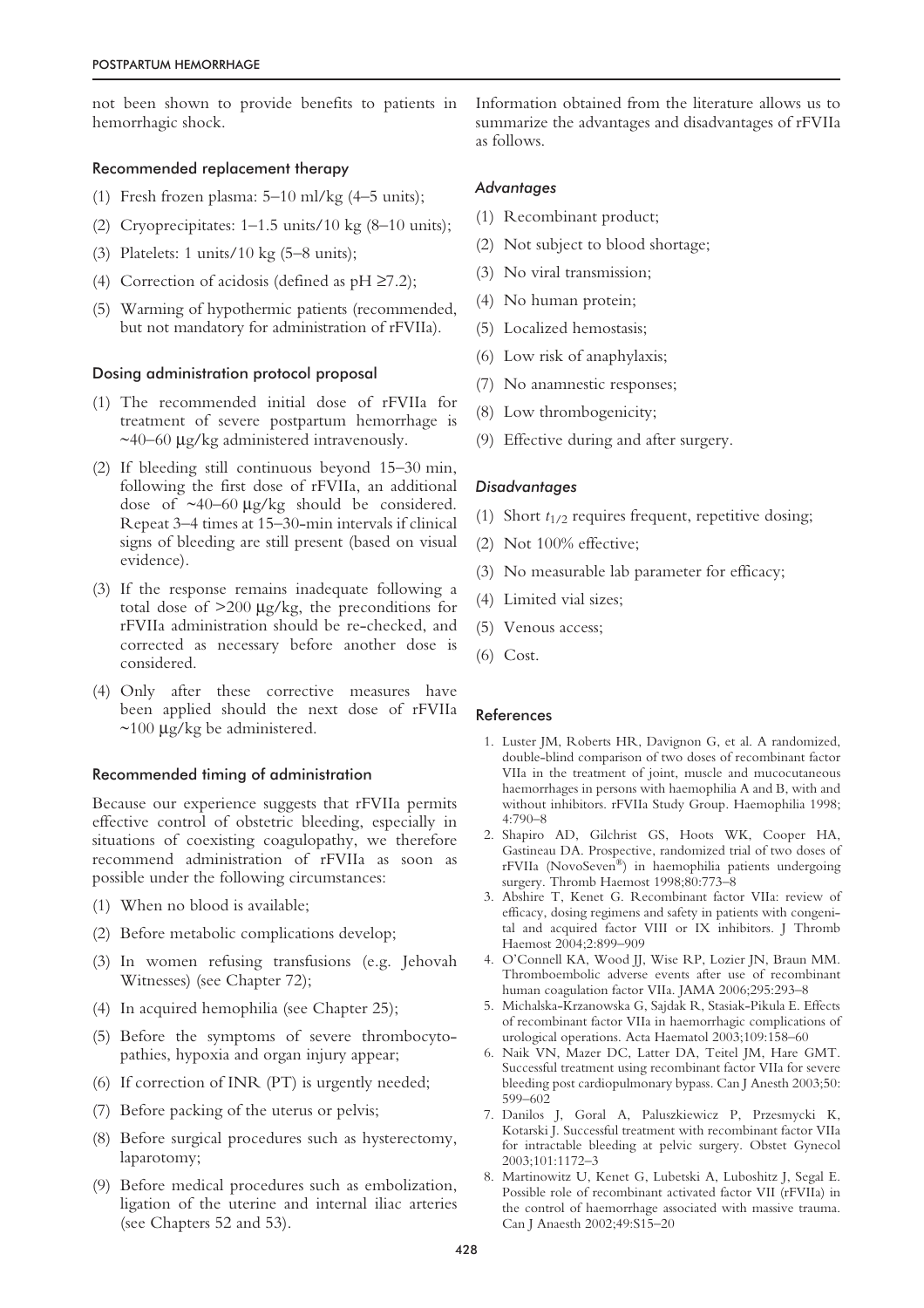not been shown to provide benefits to patients in hemorrhagic shock.

### Recommended replacement therapy

(1) Fresh frozen plasma: 5–10 ml/kg (4–5 units);

(2) Cryoprecipitates: 1–1.5 units/10 kg (8–10 units);

(3) Platelets: 1 units/10 kg (5–8 units);

(4) Correction of acidosis (defined as pH ≥7.2);

(5) Warming of hypothermic patients (recommended, but not mandatory for administration of rFVIIa).

### Dosing administration protocol proposal

(1) The recommended initial dose of rFVIIa for treatment of severe postpartum hemorrhage is ~40–60 μg/kg administered intravenously.

(2) If bleeding still continuous beyond 15–30 min, following the first dose of rFVIIa, an additional dose of ~40–60 μg/kg should be considered. Repeat 3–4 times at 15–30-min intervals if clinical signs of bleeding are still present (based on visual evidence).

(3) If the response remains inadequate following a total dose of >200 μg/kg, the preconditions for rFVIIa administration should be re-checked, and corrected as necessary before another dose is considered.

(4) Only after these corrective measures have been applied should the next dose of rFVIIa ~100 μg/kg be administered.

### Recommended timing of administration

Because our experience suggests that rFVIIa permits effective control of obstetric bleeding, especially in situations of coexisting coagulopathy, we therefore recommend administration of rFVIIa as soon as possible under the following circumstances:

(1) When no blood is available;

(2) Before metabolic complications develop;

(3) In women refusing transfusions (e.g. Jehovah Witnesses) (see Chapter 72);

(4) In acquired hemophilia (see Chapter 25);

(5) Before the symptoms of severe thrombocytopathies, hypoxia and organ injury appear;

(6) If correction of INR (PT) is urgently needed;

(7) Before packing of the uterus or pelvis;

(8) Before surgical procedures such as hysterectomy, laparotomy;

(9) Before medical procedures such as embolization, ligation of the uterine and internal iliac arteries (see Chapters 52 and 53).

Information obtained from the literature allows us to summarize the advantages and disadvantages of rFVIIa as follows.

#### *Advantages*

(1) Recombinant product;

(2) Not subject to blood shortage;

(3) No viral transmission;

(4) No human protein;

(5) Localized hemostasis;

(6) Low risk of anaphylaxis;

(7) No anamnestic responses;

(8) Low thrombogenicity;

(9) Effective during and after surgery.

#### *Disadvantages*

(1) Short $t_{1/2}$ requires frequent, repetitive dosing;

(2) Not 100% effective;

(3) No measurable lab parameter for efficacy;

(4) Limited vial sizes;

(5) Venous access;

(6) Cost.

### References

1. Luster JM, Roberts HR, Davignon G, et al. A randomized, double-blind comparison of two doses of recombinant factor VIIa in the treatment of joint, muscle and mucocutaneous haemorrhages in persons with haemophilia A and B, with and without inhibitors. rFVIIa Study Group. Haemophilia 1998; 4:790–8
2. Shapiro AD, Gilchrist GS, Hoots WK, Cooper HA, Gastineau DA. Prospective, randomized trial of two doses of rFVIIa (NovoSeven®) in haemophilia patients undergoing surgery. Thromb Haemost 1998;80:773–8
3. Abshire T, Kenet G. Recombinant factor VIIa: review of efficacy, dosing regimens and safety in patients with congenital and acquired factor VIII or IX inhibitors. J Thromb Haemost 2004;2:899–909
4. O'Connell KA, Wood JJ, Wise RP, Lozier JN, Braun MM. Thromboembolic adverse events after use of recombinant human coagulation factor VIIa. JAMA 2006;295:293–8
5. Michalska-Krzanowska G, Sajdak R, Stasiak-Pikula E. Effects of recombinant factor VIIa in haemorrhagic complications of urological operations. Acta Haematol 2003;109:158–60
6. Naik VN, Mazer DC, Latter DA, Teitel JM, Hare GMT. Successful treatment using recombinant factor VIIa for severe bleeding post cardiopulmonary bypass. Can J Anesth 2003;50: 599–602
7. Danilos J, Goral A, Paluszkiewicz P, Przesmycki K, Kotarski J. Successful treatment with recombinant factor VIIa for intractable bleeding at pelvic surgery. Obstet Gynecol 2003;101:1172–3
8. Martinowitz U, Kenet G, Lubetski A, Luboshitz J, Segal E. Possible role of recombinant activated factor VII (rFVIIa) in the control of haemorrhage associated with massive trauma. Can J Anaesth 2002;49:S15–20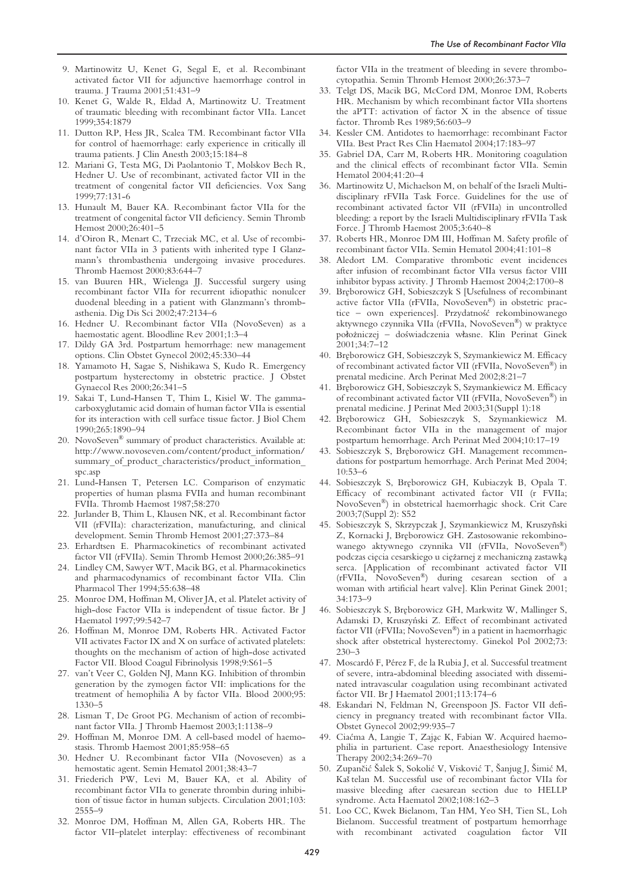9. Martinowitz U, Kenet G, Segal E, et al. Recombinant activated factor VII for adjunctive haemorrhage control in trauma. J Trauma 2001;51:431–9
10. Kenet G, Walde R, Eldad A, Martinowitz U. Treatment of traumatic bleeding with recombinant factor VIIa. Lancet 1999;354:1879
11. Dutton RP, Hess JR, Scalea TM. Recombinant factor VIIa for control of haemorrhage: early experience in critically ill trauma patients. J Clin Anesth 2003;15:184–8
12. Mariani G, Testa MG, Di Paolantonio T, Molskov Bech R, Hedner U. Use of recombinant, activated factor VII in the treatment of congenital factor VII deficiencies. Vox Sang 1999;77:131-6
13. Hunault M, Bauer KA. Recombinant factor VIIa for the treatment of congenital factor VII deficiency. Semin Thromb Hemost 2000;26:401–5
14. d'Oiron R, Menart C, Trzeciak MC, et al. Use of recombinant factor VIIa in 3 patients with inherited type I Glanzmann's thrombasthenia undergoing invasive procedures. Thromb Haemost 2000;83:644–7
15. van Buuren HR, Wielenga JJ. Successful surgery using recombinant factor VIIa for recurrent idiopathic nonulcer duodenal bleeding in a patient with Glanzmann's thrombasthenia. Dig Dis Sci 2002;47:2134–6
16. Hedner U. Recombinant factor VIIa (NovoSeven) as a haemostatic agent. Bloodline Rev 2001;1:3–4
17. Dildy GA 3rd. Postpartum hemorrhage: new management options. Clin Obstet Gynecol 2002;45:330–44
18. Yamamoto H, Sagae S, Nishikawa S, Kudo R. Emergency postpartum hysterectomy in obstetric practice. J Obstet Gynaecol Res 2000;26:341–5
19. Sakai T, Lund-Hansen T, Thim L, Kisiel W. The gamma-carboxyglutamic acid domain of human factor VIIa is essential for its interaction with cell surface tissue factor. J Biol Chem 1990;265:1890–94
20. NovoSeven® summary of product characteristics. Available at: http://www.novoseven.com/content/product_information/summary_of_product_characteristics/product_information_spc.asp
21. Lund-Hansen T, Petersen LC. Comparison of enzymatic properties of human plasma FVIIa and human recombinant FVIIa. Thromb Haemost 1987;58:270
22. Jurlander B, Thim L, Klausen NK, et al. Recombinant factor VII (rFVIIa): characterization, manufacturing, and clinical development. Semin Thromb Hemost 2001;27:373–84
23. Erhardtsen E. Pharmacokinetics of recombinant activated factor VII (rFVIIa). Semin Thromb Hemost 2000;26:385–91
24. Lindley CM, Sawyer WT, Macik BG, et al. Pharmacokinetics and pharmacodynamics of recombinant factor VIIa. Clin Pharmacol Ther 1994;55:638–48
25. Monroe DM, Hoffman M, Oliver JA, et al. Platelet activity of high-dose Factor VIIa is independent of tissue factor. Br J Haematol 1997;99:542–7
26. Hoffman M, Monroe DM, Roberts HR. Activated Factor VII activates Factor IX and X on surface of activated platelets: thoughts on the mechanism of action of high-dose activated Factor VII. Blood Coagul Fibrinolysis 1998;9:S61–5
27. van't Veer C, Golden NJ, Mann KG. Inhibition of thrombin generation by the zymogen factor VII: implications for the treatment of hemophilia A by factor VIIa. Blood 2000;95: 1330–5
28. Lisman T, De Groot PG. Mechanism of action of recombinant factor VIIa. J Thromb Haemost 2003;1:1138–9
29. Hoffman M, Monroe DM. A cell-based model of haemostasis. Thromb Haemost 2001;85:958–65
30. Hedner U. Recombinant factor VIIa (Novoseven) as a hemostatic agent. Semin Hematol 2001;38:43–7
31. Friederich PW, Levi M, Bauer KA, et al. Ability of recombinant factor VIIa to generate thrombin during inhibition of tissue factor in human subjects. Circulation 2001;103: 2555–9
32. Monroe DM, Hoffman M, Allen GA, Roberts HR. The factor VII–platelet interplay: effectiveness of recombinant factor VIIa in the treatment of bleeding in severe thrombocytopathia. Semin Thromb Hemost 2000;26:373–7
33. Telgt DS, Macik BG, McCord DM, Monroe DM, Roberts HR. Mechanism by which recombinant factor VIIa shortens the aPTT: activation of factor X in the absence of tissue factor. Thromb Res 1989;56:603–9
34. Kessler CM. Antidotes to haemorrhage: recombinant Factor VIIa. Best Pract Res Clin Haematol 2004;17:183–97
35. Gabriel DA, Carr M, Roberts HR. Monitoring coagulation and the clinical effects of recombinant factor VIIa. Semin Hematol 2004;41:20–4
36. Martinowitz U, Michaelson M, on behalf of the Israeli Multidisciplinary rFVIIa Task Force. Guidelines for the use of recombinant activated factor VII (rFVIIa) in uncontrolled bleeding: a report by the Israeli Multidisciplinary rFVIIa Task Force. J Thromb Haemost 2005;3:640–8
37. Roberts HR, Monroe DM III, Hoffman M. Safety profile of recombinant factor VIIa. Semin Hematol 2004;41:101–8
38. Aledort LM. Comparative thrombotic event incidences after infusion of recombinant factor VIIa versus factor VIII inhibitor bypass activity. J Thromb Haemost 2004;2:1700–8
39. Bręborowicz GH, Sobieszczyk S [Usefulness of recombinant active factor VIIa (rFVIIa, NovoSeven®) in obstetric practice – own experiences]. Przydatność rekombinowanego aktywnego czynnika VIIa (rFVIIa, NovoSeven®) w praktyce położniczej – doświadczenia własne. Klin Perinat Ginek 2001;34:7–12
40. Bręborowicz GH, Sobieszczyk S, Szymankiewicz M. Efficacy of recombinant activated factor VII (rFVIIa, NovoSeven®) in prenatal medicine. Arch Perinat Med 2002;8:21–7
41. Bręborowicz GH, Sobieszczyk S, Szymankiewicz M. Efficacy of recombinant activated factor VII (rFVIIa, NovoSeven®) in prenatal medicine. J Perinat Med 2003;31(Suppl 1):18
42. Bręborowicz GH, Sobieszczyk S, Szymankiewicz M. Recombinant factor VIIa in the management of major postpartum hemorrhage. Arch Perinat Med 2004;10:17–19
43. Sobieszczyk S, Bręborowicz GH. Management recommendations for postpartum hemorrhage. Arch Perinat Med 2004; 10:53–6
44. Sobieszczyk S, Bręborowicz GH, Kubiaczyk B, Opala T. Efficacy of recombinant activated factor VII (r FVIIa; NovoSeven®) in obstetrical haemorrhagic shock. Crit Care 2003;7(Suppl 2): S52
45. Sobieszczyk S, Skrzypczak J, Szymankiewicz M, Kruszyñski Z, Kornacki J, Bręborowicz GH. Zastosowanie rekombinowanego aktywnego czynnika VII (rFVIIa, NovoSeven®) podczas cięcia cesarskiego u ciężarnej z mechaniczną zastawką serca. [Application of recombinant activated factor VII (rFVIIa, NovoSeven®) during cesarean section of a woman with artificial heart valve]. Klin Perinat Ginek 2001; 34:173–9
46. Sobieszczyk S, Bręborowicz GH, Markwitz W, Mallinger S, Adamski D, Kruszyński Z. Effect of recombinant activated factor VII (rFVIIa; NovoSeven®) in a patient in haemorrhagic shock after obstetrical hysterectomy. Ginekol Pol 2002;73: 230–3
47. Moscardó F, Pérez F, de la Rubia J, et al. Successful treatment of severe, intra-abdominal bleeding associated with disseminated intravascular coagulation using recombinant activated factor VII. Br J Haematol 2001;113:174–6
48. Eskandari N, Feldman N, Greenspoon JS. Factor VII deficiency in pregnancy treated with recombinant factor VIIa. Obstet Gynecol 2002;99:935–7
49. Ciaćma A, Langie T, Zając K, Fabian W. Acquired haemophilia in parturient. Case report. Anaesthesiology Intensive Therapy 2002;34:269–70
50. Zupančić Šalek S, Sokolić V, Visković T, Šanjug J, Šimić M, Kaštelan M. Successful use of recombinant factor VIIa for massive bleeding after caesarean section due to HELLP syndrome. Acta Haematol 2002;108:162–3
51. Loo CC, Kwek Bielanom, Tan HM, Yeo SH, Tien SL, Loh Bielanom. Successful treatment of postpartum hemorrhage with recombinant activated coagulation factor VII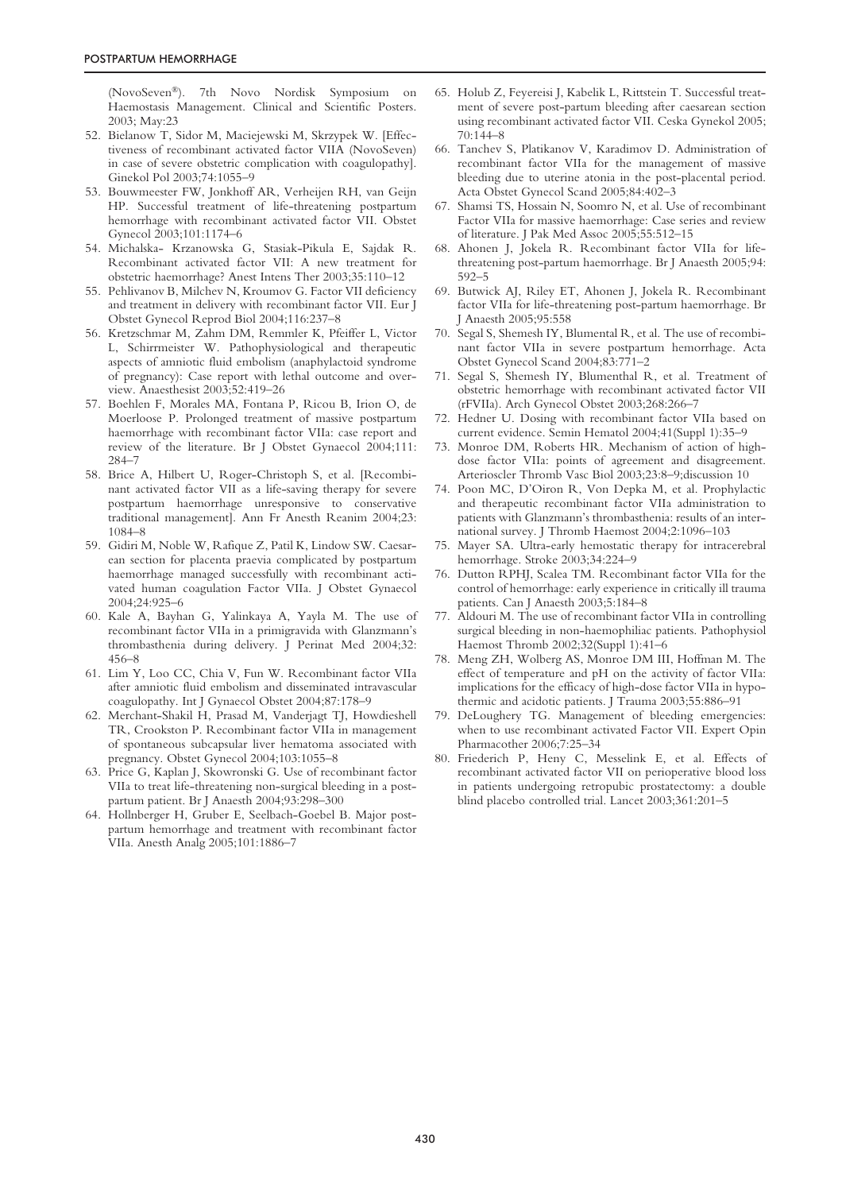(NovoSeven®). 7th Novo Nordisk Symposium on Haemostasis Management. Clinical and Scientific Posters. 2003; May:23

52. Bielanow T, Sidor M, Maciejewski M, Skrzypek W. [Effectiveness of recombinant activated factor VIIA (NovoSeven) in case of severe obstetric complication with coagulopathy]. Ginekol Pol 2003;74:1055–9
53. Bouwmeester FW, Jonkhoff AR, Verheijen RH, van Geijn HP. Successful treatment of life-threatening postpartum hemorrhage with recombinant activated factor VII. Obstet Gynecol 2003;101:1174–6
54. Michalska- Krzanowska G, Stasiak-Pikula E, Sajdak R. Recombinant activated factor VII: A new treatment for obstetric haemorrhage? Anest Intens Ther 2003;35:110–12
55. Pehlivanov B, Milchev N, Kroumov G. Factor VII deficiency and treatment in delivery with recombinant factor VII. Eur J Obstet Gynecol Reprod Biol 2004;116:237–8
56. Kretzschmar M, Zahm DM, Remmler K, Pfeiffer L, Victor L, Schirrmeister W. Pathophysiological and therapeutic aspects of amniotic fluid embolism (anaphylactoid syndrome of pregnancy): Case report with lethal outcome and overview. Anaesthesist 2003;52:419–26
57. Boehlen F, Morales MA, Fontana P, Ricou B, Irion O, de Moerloose P. Prolonged treatment of massive postpartum haemorrhage with recombinant factor VIIa: case report and review of the literature. Br J Obstet Gynaecol 2004;111: 284–7
58. Brice A, Hilbert U, Roger-Christoph S, et al. [Recombinant activated factor VII as a life-saving therapy for severe postpartum haemorrhage unresponsive to conservative traditional management]. Ann Fr Anesth Reanim 2004;23: 1084–8
59. Gidiri M, Noble W, Rafique Z, Patil K, Lindow SW. Caesarean section for placenta praevia complicated by postpartum haemorrhage managed successfully with recombinant activated human coagulation Factor VIIa. J Obstet Gynaecol 2004;24:925–6
60. Kale A, Bayhan G, Yalinkaya A, Yayla M. The use of recombinant factor VIIa in a primigravida with Glanzmann's thrombasthenia during delivery. J Perinat Med 2004;32: 456–8
61. Lim Y, Loo CC, Chia V, Fun W. Recombinant factor VIIa after amniotic fluid embolism and disseminated intravascular coagulopathy. Int J Gynaecol Obstet 2004;87:178–9
62. Merchant-Shakil H, Prasad M, Vanderjagt TJ, Howdieshell TR, Crookston P. Recombinant factor VIIa in management of spontaneous subcapsular liver hematoma associated with pregnancy. Obstet Gynecol 2004;103:1055–8
63. Price G, Kaplan J, Skowronski G. Use of recombinant factor VIIa to treat life-threatening non-surgical bleeding in a postpartum patient. Br J Anaesth 2004;93:298–300
64. Hollnberger H, Gruber E, Seelbach-Goebel B. Major postpartum hemorrhage and treatment with recombinant factor VIIa. Anesth Analg 2005;101:1886–7
65. Holub Z, Feyereisl J, Kabelik L, Rittstein T. Successful treatment of severe post-partum bleeding after caesarean section using recombinant activated factor VII. Ceska Gynekol 2005; 70:144–8
66. Tanchev S, Platikanov V, Karadimov D. Administration of recombinant factor VIIa for the management of massive bleeding due to uterine atonia in the post-placental period. Acta Obstet Gynecol Scand 2005;84:402–3
67. Shamsi TS, Hossain N, Soomro N, et al. Use of recombinant Factor VIIa for massive haemorrhage: Case series and review of literature. J Pak Med Assoc 2005;55:512–15
68. Ahonen J, Jokela R. Recombinant factor VIIa for life-threatening post-partum haemorrhage. Br J Anaesth 2005;94: 592–5
69. Butwick AJ, Riley ET, Ahonen J, Jokela R. Recombinant factor VIIa for life-threatening post-partum haemorrhage. Br J Anaesth 2005;95:558
70. Segal S, Shemesh IY, Blumental R, et al. The use of recombinant factor VIIa in severe postpartum hemorrhage. Acta Obstet Gynecol Scand 2004;83:771–2
71. Segal S, Shemesh IY, Blumenthal R, et al. Treatment of obstetric hemorrhage with recombinant activated factor VII (rFVIIa). Arch Gynecol Obstet 2003;268:266–7
72. Hedner U. Dosing with recombinant factor VIIa based on current evidence. Semin Hematol 2004;41(Suppl 1):35–9
73. Monroe DM, Roberts HR. Mechanism of action of high-dose factor VIIa: points of agreement and disagreement. Arterioscler Thromb Vasc Biol 2003;23:8–9;discussion 10
74. Poon MC, D'Oiron R, Von Depka M, et al. Prophylactic and therapeutic recombinant factor VIIa administration to patients with Glanzmann's thrombasthenia: results of an international survey. J Thromb Haemost 2004;2:1096–103
75. Mayer SA. Ultra-early hemostatic therapy for intracerebral hemorrhage. Stroke 2003;34:224–9
76. Dutton RPHJ, Scalea TM. Recombinant factor VIIa for the control of hemorrhage: early experience in critically ill trauma patients. Can J Anaesth 2003;5:184–8
77. Aldouri M. The use of recombinant factor VIIa in controlling surgical bleeding in non-haemophiliac patients. Pathophysiol Haemost Thromb 2002;32(Suppl 1):41–6
78. Meng ZH, Wolberg AS, Monroe DM III, Hoffman M. The effect of temperature and pH on the activity of factor VIIa: implications for the efficacy of high-dose factor VIIa in hypothermic and acidotic patients. J Trauma 2003;55:886–91
79. DeLoughery TG. Management of bleeding emergencies: when to use recombinant activated Factor VII. Expert Opin Pharmacother 2006;7:25–34
80. Friederich P, Heny C, Messelink E, et al. Effects of recombinant activated factor VII on perioperative blood loss in patients undergoing retropubic prostatectomy: a double blind placebo controlled trial. Lancet 2003;361:201–5